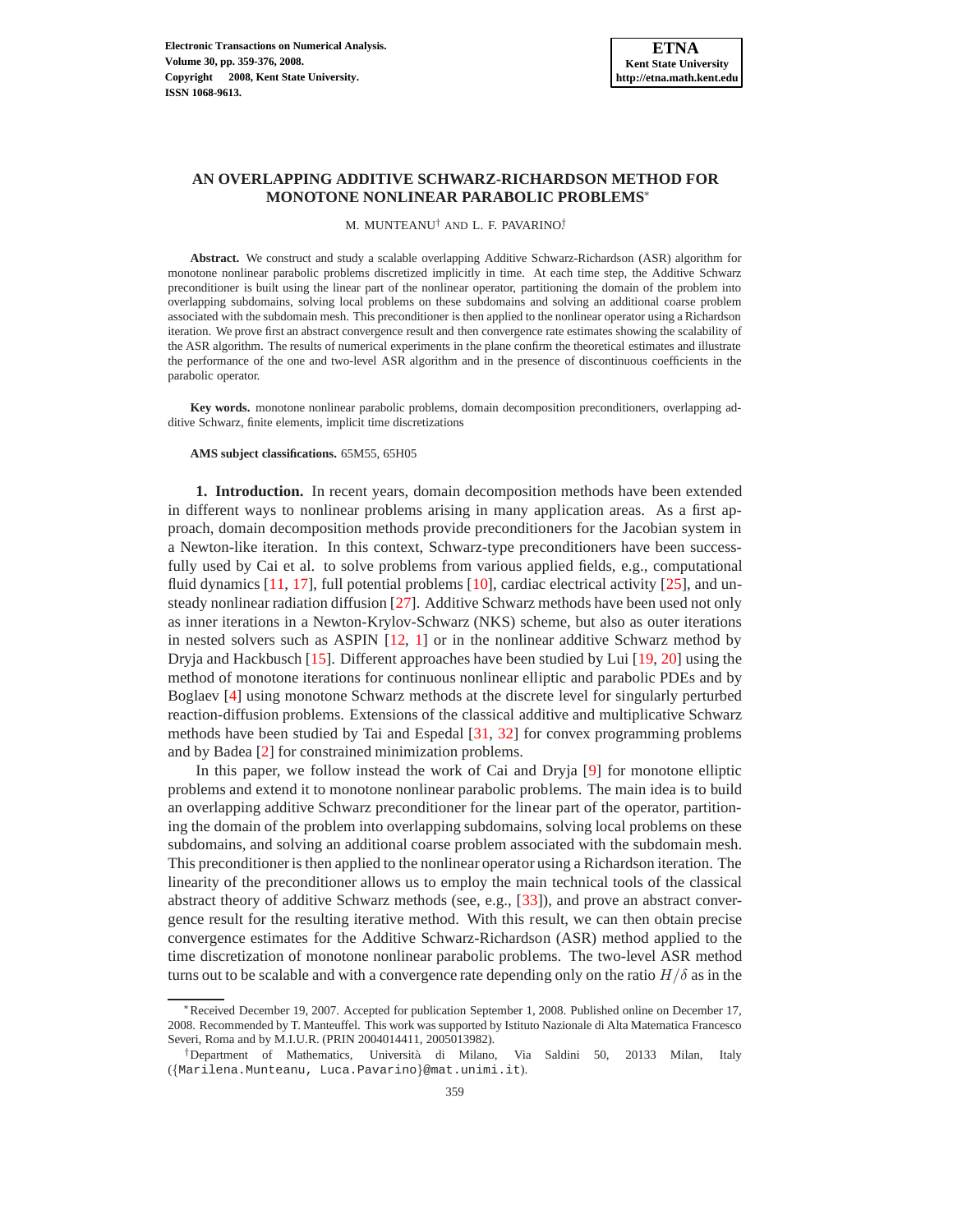# AN OVERLAPPING ADDITIVE SCHWARZ-RICHARDSON METHOD FOR MONOTONE NONLINEAR PARABOLIC PROBLEMS*

M. MUNTEANU† AND L. F. PAVARINO†

**Abstract.** We construct and study a scalable overlapping Additive Schwarz-Richardson (ASR) algorithm for monotone nonlinear parabolic problems discretized implicitly in time. At each time step, the Additive Schwarz preconditioner is built using the linear part of the nonlinear operator, partitioning the domain of the problem into overlapping subdomains, solving local problems on these subdomains and solving an additional coarse problem associated with the subdomain mesh. This preconditioner is then applied to the nonlinear operator using a Richardson iteration. We prove first an abstract convergence result and then convergence rate estimates showing the scalability of the ASR algorithm. The results of numerical experiments in the plane confirm the theoretical estimates and illustrate the performance of the one and two-level ASR algorithm and in the presence of discontinuous coefficients in the parabolic operator.

**Key words.** monotone nonlinear parabolic problems, domain decomposition preconditioners, overlapping additive Schwarz, finite elements, implicit time discretizations

**AMS subject classifications.** 65M55, 65H05

## 1. Introduction.

In recent years, domain decomposition methods have been extended in different ways to nonlinear problems arising in many application areas. As a first approach, domain decomposition methods provide preconditioners for the Jacobian system in a Newton-like iteration. In this context, Schwarz-type preconditioners have been successfully used by Cai et al. to solve problems from various applied fields, e.g., computational fluid dynamics [11, 17], full potential problems [10], cardiac electrical activity [25], and unsteady nonlinear radiation diffusion [27]. Additive Schwarz methods have been used not only as inner iterations in a Newton-Krylov-Schwarz (NKS) scheme, but also as outer iterations in nested solvers such as ASPIN [12, 1] or in the nonlinear additive Schwarz method by Dryja and Hackbusch [15]. Different approaches have been studied by Lui [19, 20] using the method of monotone iterations for continuous nonlinear elliptic and parabolic PDEs and by Boglaev [4] using monotone Schwarz methods at the discrete level for singularly perturbed reaction-diffusion problems. Extensions of the classical additive and multiplicative Schwarz methods have been studied by Tai and Espedal [31, 32] for convex programming problems and by Badea [2] for constrained minimization problems.

In this paper, we follow instead the work of Cai and Dryja [9] for monotone elliptic problems and extend it to monotone nonlinear parabolic problems. The main idea is to build an overlapping additive Schwarz preconditioner for the linear part of the operator, partitioning the domain of the problem into overlapping subdomains, solving local problems on these subdomains, and solving an additional coarse problem associated with the subdomain mesh. This preconditioner is then applied to the nonlinear operator using a Richardson iteration. The linearity of the preconditioner allows us to employ the main technical tools of the classical abstract theory of additive Schwarz methods (see, e.g., [33]), and prove an abstract convergence result for the resulting iterative method. With this result, we can then obtain precise convergence estimates for the Additive Schwarz-Richardson (ASR) method applied to the time discretization of monotone nonlinear parabolic problems. The two-level ASR method turns out to be scalable and with a convergence rate depending only on the ratio $H/\delta$ as in the

---

*Received December 19, 2007. Accepted for publication September 1, 2008. Published online on December 17, 2008. Recommended by T. Manteuffel. This work was supported by Istituto Nazionale di Alta Matematica Francesco Severi, Roma and by M.I.U.R. (PRIN 2004014411, 2005013982).

†Department of Mathematics, Università di Milano, Via Saldini 50, 20133 Milan, Italy ({Marilena.Munteanu, Luca.Pavarino}@mat.unimi.it).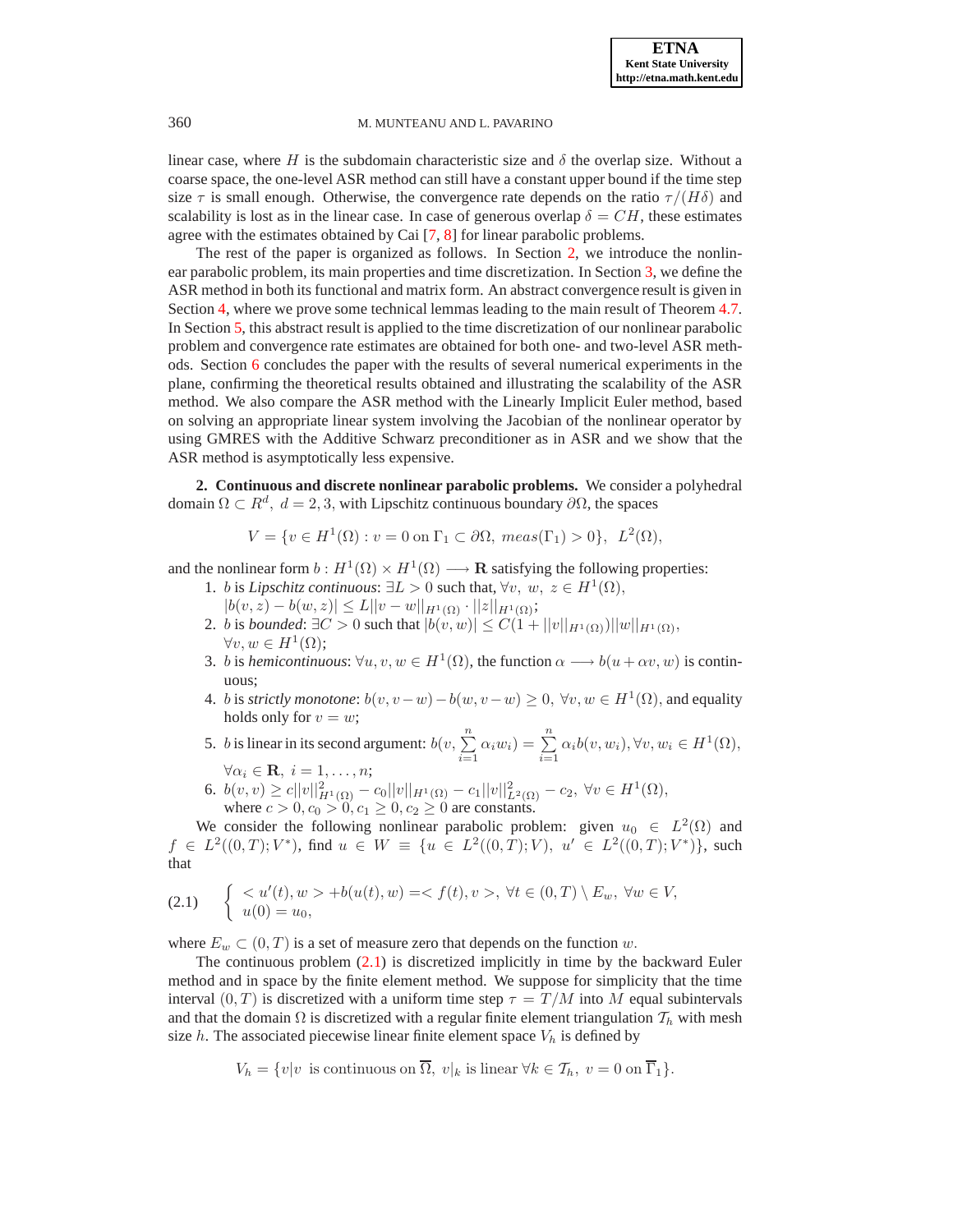linear case, where $H$ is the subdomain characteristic size and $\delta$ the overlap size. Without a coarse space, the one-level ASR method can still have a constant upper bound if the time step size $\tau$ is small enough. Otherwise, the convergence rate depends on the ratio $\tau/(H\delta)$ and scalability is lost as in the linear case. In case of generous overlap $\delta = CH$, these estimates agree with the estimates obtained by Cai [7, 8] for linear parabolic problems.

The rest of the paper is organized as follows. In Section 2, we introduce the nonlinear parabolic problem, its main properties and time discretization. In Section 3, we define the ASR method in both its functional and matrix form. An abstract convergence result is given in Section 4, where we prove some technical lemmas leading to the main result of Theorem 4.7. In Section 5, this abstract result is applied to the time discretization of our nonlinear parabolic problem and convergence rate estimates are obtained for both one- and two-level ASR methods. Section 6 concludes the paper with the results of several numerical experiments in the plane, confirming the theoretical results obtained and illustrating the scalability of the ASR method. We also compare the ASR method with the Linearly Implicit Euler method, based on solving an appropriate linear system involving the Jacobian of the nonlinear operator by using GMRES with the Additive Schwarz preconditioner as in ASR and we show that the ASR method is asymptotically less expensive.

## 2. Continuous and discrete nonlinear parabolic problems.

We consider a polyhedral domain $\Omega \subset R^d,\ d = 2, 3$, with Lipschitz continuous boundary $\partial\Omega$, the spaces

$$V = \{v \in H^1(\Omega) : v = 0 \text{ on } \Gamma_1 \subset \partial\Omega,\ meas(\Gamma_1) > 0\},\ \ L^2(\Omega),$$

and the nonlinear form $b : H^1(\Omega) \times H^1(\Omega) \longrightarrow \mathbf{R}$ satisfying the following properties:

1. $b$ is *Lipschitz continuous*: $\exists L > 0$ such that, $\forall v,\ w,\ z \in H^1(\Omega)$, $|b(v, z) - b(w, z)| \le L||v - w||_{H^1(\Omega)} \cdot ||z||_{H^1(\Omega)}$;
2. $b$ is *bounded*: $\exists C > 0$ such that $|b(v, w)| \le C(1 + ||v||_{H^1(\Omega)})||w||_{H^1(\Omega)}$, $\forall v, w \in H^1(\Omega)$;
3. $b$ is *hemicontinuous*: $\forall u, v, w \in H^1(\Omega)$, the function $\alpha \longrightarrow b(u + \alpha v, w)$ is continuous;
4. $b$ is *strictly monotone*: $b(v, v-w) - b(w, v-w) \ge 0,\ \forall v, w \in H^1(\Omega)$, and equality holds only for $v = w$;
5. $b$ is linear in its second argument: $b(v, \sum\limits_{i=1}^{n} \alpha_i w_i) = \sum\limits_{i=1}^{n} \alpha_i b(v, w_i), \forall v, w_i \in H^1(\Omega)$, $\forall \alpha_i \in \mathbf{R},\ i = 1, \dots, n$;
6. $b(v, v) \ge c||v||^2_{H^1(\Omega)} - c_0||v||_{H^1(\Omega)} - c_1||v||^2_{L^2(\Omega)} - c_2,\ \forall v \in H^1(\Omega)$, where $c > 0, c_0 > 0, c_1 \ge 0, c_2 \ge 0$ are constants.

We consider the following nonlinear parabolic problem: given $u_0 \in L^2(\Omega)$ and $f \in L^2((0, T); V^*)$, find $u \in W \equiv \{u \in L^2((0, T); V),\ u' \in L^2((0, T); V^*)\}$, such that

$$\text{(2.1)} \qquad \left\{ \begin{array}{l} < u'(t), w > + b(u(t), w) = < f(t), v >,\ \forall t \in (0, T) \setminus E_w,\ \forall w \in V, \\ u(0) = u_0, \end{array} \right.$$

where $E_w \subset (0, T)$ is a set of measure zero that depends on the function $w$.

The continuous problem (2.1) is discretized implicitly in time by the backward Euler method and in space by the finite element method. We suppose for simplicity that the time interval $(0, T)$ is discretized with a uniform time step $\tau = T/M$ into $M$ equal subintervals and that the domain $\Omega$ is discretized with a regular finite element triangulation $\mathcal{T}_h$ with mesh size $h$. The associated piecewise linear finite element space $V_h$ is defined by

$$V_h = \{v|v \text{ is continuous on } \overline{\Omega},\ v|_k \text{ is linear } \forall k \in \mathcal{T}_h,\ v = 0 \text{ on } \overline{\Gamma}_1\}.$$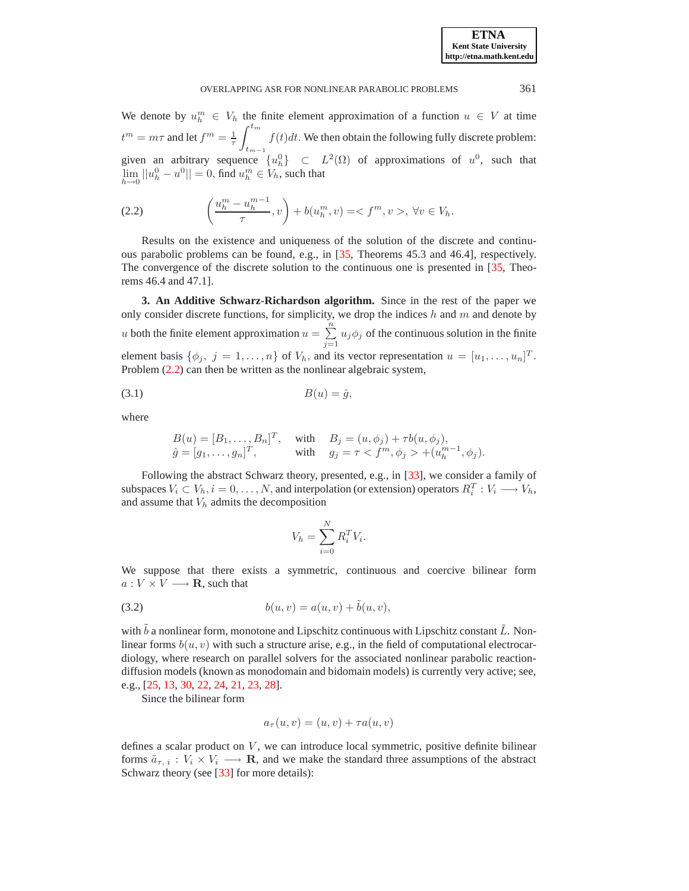We denote by $u_h^m \in V_h$ the finite element approximation of a function $u \in V$ at time $t^m = m\tau$ and let $f^m = \frac{1}{\tau}\int_{t_{m-1}}^{t_m} f(t)dt$. We then obtain the following fully discrete problem: given an arbitrary sequence $\{u_h^0\} \subset L^2(\Omega)$ of approximations of $u^0$, such that $\lim_{h\to 0} ||u_h^0 - u^0|| = 0$, find $u_h^m \in V_h$, such that

$$\left(\frac{u_h^m - u_h^{m-1}}{\tau}, v\right) + b(u_h^m, v) = < f^m, v >, \; \forall v \in V_h. \tag{2.2}$$

Results on the existence and uniqueness of the solution of the discrete and continuous parabolic problems can be found, e.g., in [35, Theorems 45.3 and 46.4], respectively. The convergence of the discrete solution to the continuous one is presented in [35, Theorems 46.4 and 47.1].

**3. An Additive Schwarz-Richardson algorithm.** Since in the rest of the paper we only consider discrete functions, for simplicity, we drop the indices $h$ and $m$ and denote by $u$ both the finite element approximation $u = \sum_{j=1}^{n} u_j\phi_j$ of the continuous solution in the finite element basis $\{\phi_j,\ j = 1,\ldots,n\}$ of $V_h$, and its vector representation $u = [u_1,\ldots,u_n]^T$. Problem (2.2) can then be written as the nonlinear algebraic system,

$$B(u) = \hat{g}, \tag{3.1}$$

where

$$\begin{aligned} B(u) &= [B_1,\ldots,B_n]^T, \quad &&\text{with} \quad B_j = (u,\phi_j) + \tau b(u,\phi_j),\\ \hat{g} &= [g_1,\ldots,g_n]^T, \quad &&\text{with} \quad g_j = \tau < f^m, \phi_j > + (u_h^{m-1},\phi_j). \end{aligned}$$

Following the abstract Schwarz theory, presented, e.g., in [33], we consider a family of subspaces $V_i \subset V_h, i = 0,\ldots,N$, and interpolation (or extension) operators $R_i^T : V_i \longrightarrow V_h$, and assume that $V_h$ admits the decomposition

$$V_h = \sum_{i=0}^{N} R_i^T V_i.$$

We suppose that there exists a symmetric, continuous and coercive bilinear form $a : V \times V \longrightarrow \mathbf{R}$, such that

$$b(u,v) = a(u,v) + \tilde{b}(u,v), \tag{3.2}$$

with $\tilde{b}$ a nonlinear form, monotone and Lipschitz continuous with Lipschitz constant $\tilde{L}$. Nonlinear forms $b(u,v)$ with such a structure arise, e.g., in the field of computational electrocardiology, where research on parallel solvers for the associated nonlinear parabolic reaction-diffusion models (known as monodomain and bidomain models) is currently very active; see, e.g., [25, 13, 30, 22, 24, 21, 23, 28].

Since the bilinear form

$$a_\tau(u,v) = (u,v) + \tau a(u,v)$$

defines a scalar product on $V$, we can introduce local symmetric, positive definite bilinear forms $\tilde{a}_{\tau,\,i} : V_i \times V_i \longrightarrow \mathbf{R}$, and we make the standard three assumptions of the abstract Schwarz theory (see [33] for more details):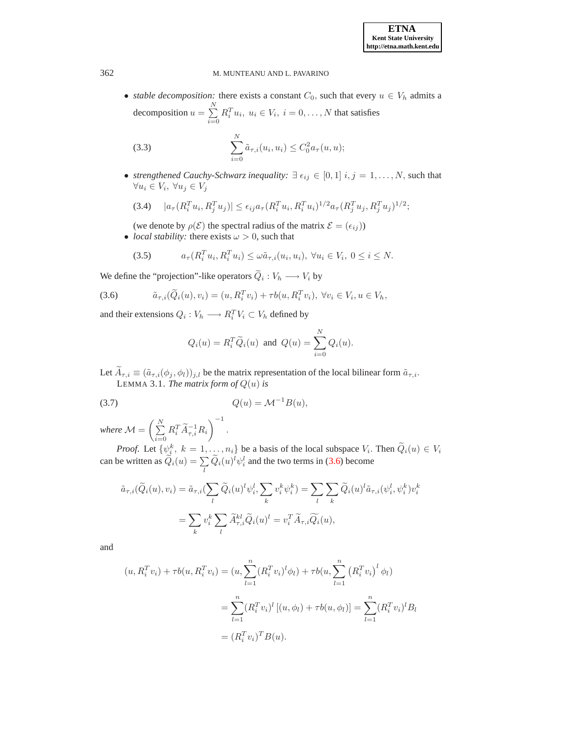- *stable decomposition:* there exists a constant $C_0$, such that every $u \in V_h$ admits a decomposition $u = \sum_{i=0}^{N} R_i^T u_i,\ u_i \in V_i,\ i = 0, \dots, N$ that satisfies

$$\sum_{i=0}^{N} \tilde{a}_{\tau,i}(u_i, u_i) \le C_0^2 a_\tau(u, u); \tag{3.3}$$

- *strengthened Cauchy-Schwarz inequality:* $\exists\ \epsilon_{ij} \in [0,1]\ i, j = 1, \dots, N$, such that $\forall u_i \in V_i,\ \forall u_j \in V_j$

$$|a_\tau(R_i^T u_i, R_j^T u_j)| \le \epsilon_{ij} a_\tau(R_i^T u_i, R_i^T u_i)^{1/2} a_\tau(R_j^T u_j, R_j^T u_j)^{1/2}; \tag{3.4}$$

  (we denote by $\rho(\mathcal{E})$ the spectral radius of the matrix $\mathcal{E} = (\epsilon_{ij})$)
- *local stability:* there exists $\omega > 0$, such that

$$a_\tau(R_i^T u_i, R_i^T u_i) \le \omega \tilde{a}_{\tau,i}(u_i, u_i),\ \forall u_i \in V_i,\ 0 \le i \le N. \tag{3.5}$$

We define the "projection"-like operators $\widetilde{Q}_i : V_h \longrightarrow V_i$ by

$$\tilde{a}_{\tau,i}(\widetilde{Q}_i(u), v_i) = (u, R_i^T v_i) + \tau b(u, R_i^T v_i),\ \forall v_i \in V_i, u \in V_h, \tag{3.6}$$

and their extensions $Q_i : V_h \longrightarrow R_i^T V_i \subset V_h$ defined by

$$Q_i(u) = R_i^T \widetilde{Q}_i(u) \text{ and } Q(u) = \sum_{i=0}^{N} Q_i(u).$$

Let $\widetilde{A}_{\tau,i} \equiv (\tilde{a}_{\tau,i}(\phi_j, \phi_l))_{j,l}$ be the matrix representation of the local bilinear form $\tilde{a}_{\tau,i}$.

LEMMA 3.1. *The matrix form of $Q(u)$ is*

$$Q(u) = \mathcal{M}^{-1} B(u), \tag{3.7}$$

*where* $\mathcal{M} = \left( \sum_{i=0}^{N} R_i^T \widetilde{A}_{\tau,i}^{-1} R_i \right)^{-1}$.

*Proof.* Let $\{\psi_i^k,\ k = 1, \dots, n_i\}$ be a basis of the local subspace $V_i$. Then $\widetilde{Q}_i(u) \in V_i$ can be written as $\widetilde{Q}_i(u) = \sum_l \widetilde{Q}_i(u)^l \psi_i^l$ and the two terms in (3.6) become

$$\tilde{a}_{\tau,i}(\widetilde{Q}_i(u), v_i) = \tilde{a}_{\tau,i}(\sum_l \widetilde{Q}_i(u)^l \psi_i^l, \sum_k v_i^k \psi_i^k) = \sum_l \sum_k \widetilde{Q}_i(u)^l \tilde{a}_{\tau,i}(\psi_i^l, \psi_i^k) v_i^k$$

$$= \sum_k v_i^k \sum_l \widetilde{A}_{\tau,i}^{kl} \widetilde{Q}_i(u)^l = v_i^T \widetilde{A}_{\tau,i} \widetilde{Q_i}(u),$$

and

$$(u, R_i^T v_i) + \tau b(u, R_i^T v_i) = (u, \sum_{l=1}^{n} (R_i^T v_i)^l \phi_l) + \tau b(u, \sum_{l=1}^{n} \left(R_i^T v_i\right)^l \phi_l)$$

$$= \sum_{l=1}^{n} (R_i^T v_i)^l \left[(u, \phi_l) + \tau b(u, \phi_l)\right] = \sum_{l=1}^{n} (R_i^T v_i)^l B_l$$

$$= (R_i^T v_i)^T B(u).$$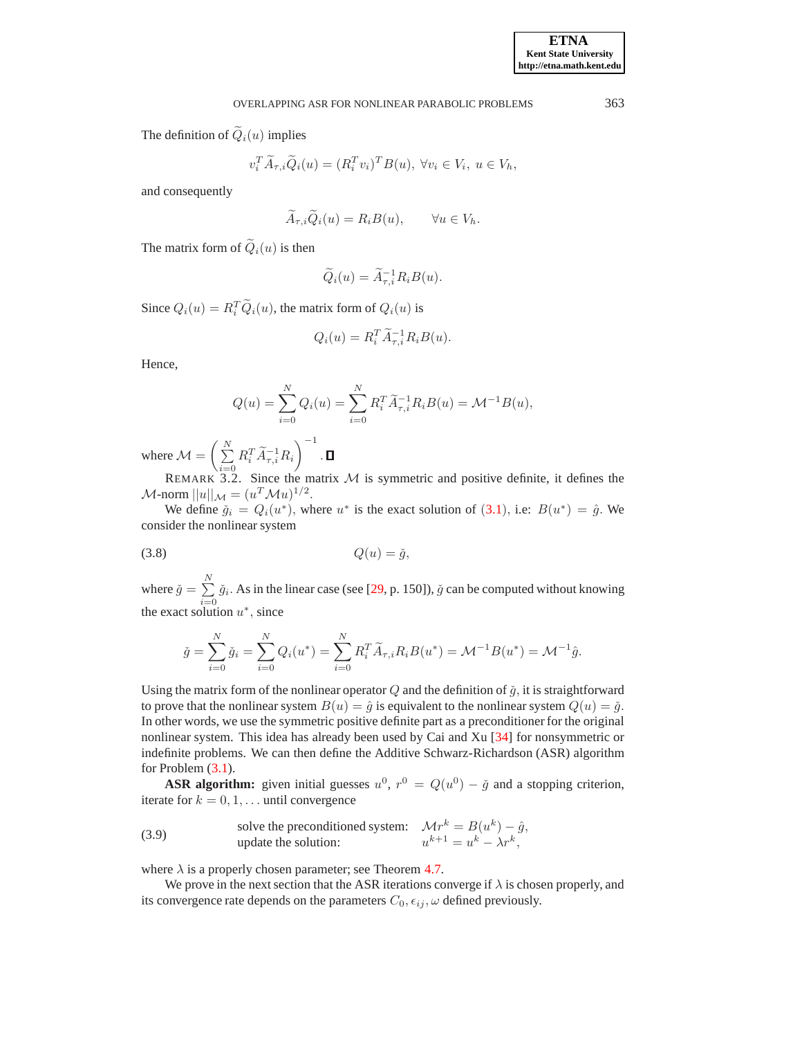The definition of $\widetilde{Q}_i(u)$ implies

$$v_i^T \widetilde{A}_{\tau,i} \widetilde{Q}_i(u) = (R_i^T v_i)^T B(u), \ \forall v_i \in V_i, \ u \in V_h,$$

and consequently

$$\widetilde{A}_{\tau,i} \widetilde{Q}_i(u) = R_i B(u), \qquad \forall u \in V_h.$$

The matrix form of $\widetilde{Q}_i(u)$ is then

$$\widetilde{Q}_i(u) = \widetilde{A}_{\tau,i}^{-1} R_i B(u).$$

Since $Q_i(u) = R_i^T \widetilde{Q}_i(u)$, the matrix form of $Q_i(u)$ is

$$Q_i(u) = R_i^T \widetilde{A}_{\tau,i}^{-1} R_i B(u).$$

Hence,

$$Q(u) = \sum_{i=0}^{N} Q_i(u) = \sum_{i=0}^{N} R_i^T \widetilde{A}_{\tau,i}^{-1} R_i B(u) = \mathcal{M}^{-1} B(u),$$

where $\mathcal{M} = \left( \sum_{i=0}^{N} R_i^T \widetilde{A}_{\tau,i}^{-1} R_i \right)^{-1}$. ∎

REMARK 3.2. Since the matrix $\mathcal{M}$ is symmetric and positive definite, it defines the $\mathcal{M}$-norm $||u||_{\mathcal{M}} = (u^T \mathcal{M} u)^{1/2}$.

We define $\breve{g}_i = Q_i(u^*)$, where $u^*$ is the exact solution of (3.1), i.e: $B(u^*) = \hat{g}$. We consider the nonlinear system

$$Q(u) = \breve{g}, \tag{3.8}$$

where $\breve{g} = \sum_{i=0}^{N} \breve{g}_i$. As in the linear case (see [29, p. 150]), $\breve{g}$ can be computed without knowing the exact solution $u^*$, since

$$\breve{g} = \sum_{i=0}^{N} \breve{g}_i = \sum_{i=0}^{N} Q_i(u^*) = \sum_{i=0}^{N} R_i^T \widetilde{A}_{\tau,i} R_i B(u^*) = \mathcal{M}^{-1} B(u^*) = \mathcal{M}^{-1} \hat{g}.$$

Using the matrix form of the nonlinear operator $Q$ and the definition of $\breve{g}$, it is straightforward to prove that the nonlinear system $B(u) = \hat{g}$ is equivalent to the nonlinear system $Q(u) = \breve{g}$. In other words, we use the symmetric positive definite part as a preconditioner for the original nonlinear system. This idea has already been used by Cai and Xu [34] for nonsymmetric or indefinite problems. We can then define the Additive Schwarz-Richardson (ASR) algorithm for Problem (3.1).

**ASR algorithm:** given initial guesses $u^0$, $r^0 = Q(u^0) - \breve{g}$ and a stopping criterion, iterate for $k = 0, 1, \ldots$ until convergence

$$\begin{array}{ll} \text{solve the preconditioned system:} & \mathcal{M} r^k = B(u^k) - \hat{g}, \\ \text{update the solution:} & u^{k+1} = u^k - \lambda r^k, \end{array} \tag{3.9}$$

where $\lambda$ is a properly chosen parameter; see Theorem 4.7.

We prove in the next section that the ASR iterations converge if $\lambda$ is chosen properly, and its convergence rate depends on the parameters $C_0, \epsilon_{ij}, \omega$ defined previously.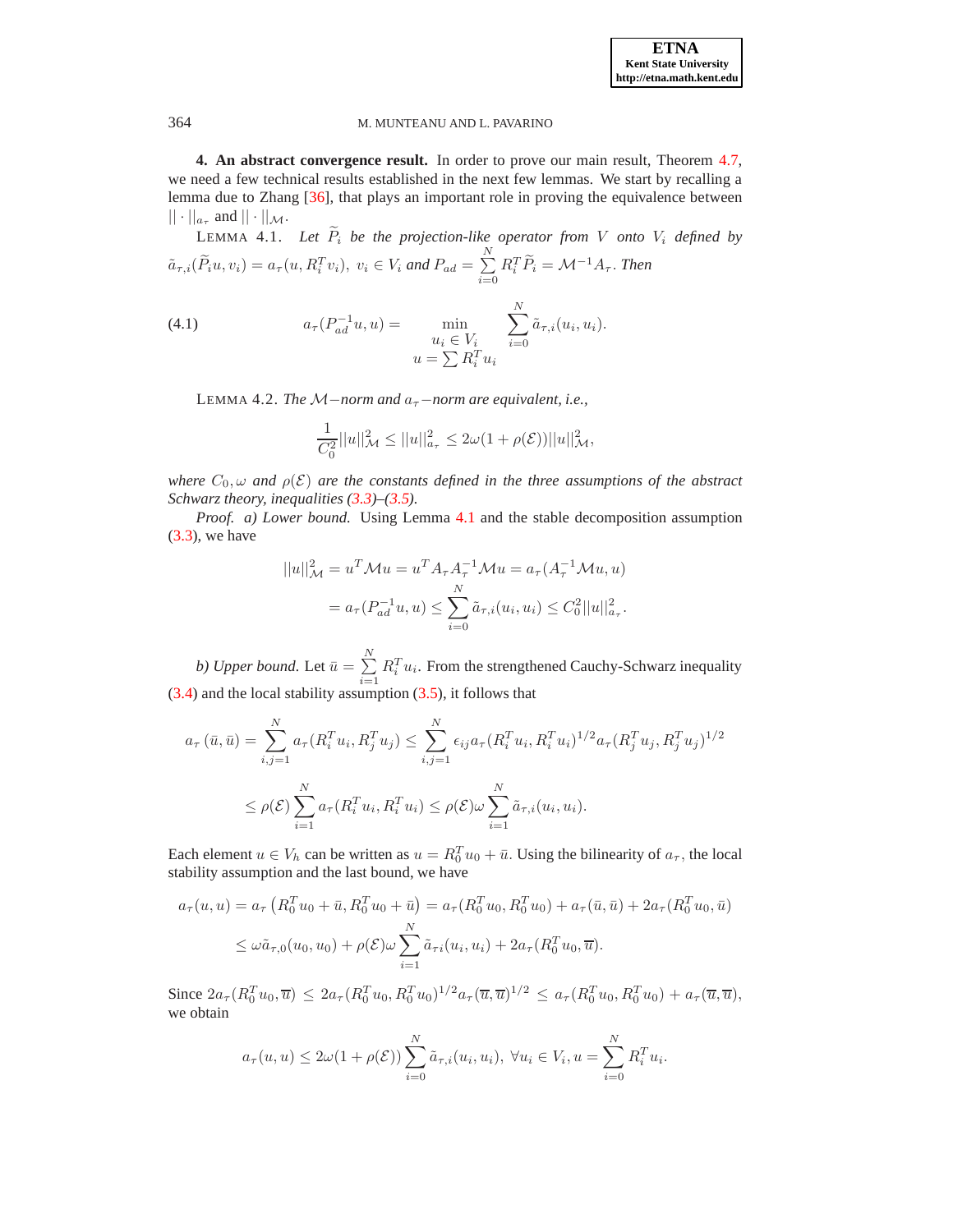**4. An abstract convergence result.** In order to prove our main result, Theorem 4.7, we need a few technical results established in the next few lemmas. We start by recalling a lemma due to Zhang [36], that plays an important role in proving the equivalence between $||\cdot||_{a_\tau}$ and $||\cdot||_{\mathcal{M}}$.

LEMMA 4.1. *Let $\widetilde{P}_i$ be the projection-like operator from $V$ onto $V_i$ defined by $\tilde{a}_{\tau,i}(\widetilde{P}_i u, v_i) = a_\tau(u, R_i^T v_i),\ v_i \in V_i$ and $P_{ad} = \sum_{i=0}^{N} R_i^T \widetilde{P}_i = \mathcal{M}^{-1} A_\tau$. Then*

$$a_\tau(P_{ad}^{-1} u, u) = \min_{\substack{u_i \in V_i \\ u = \sum R_i^T u_i}} \sum_{i=0}^{N} \tilde{a}_{\tau,i}(u_i, u_i). \tag{4.1}$$

LEMMA 4.2. *The $\mathcal{M}-$norm and $a_\tau-$norm are equivalent, i.e.,*

$$\frac{1}{C_0^2}||u||_{\mathcal{M}}^2 \leq ||u||_{a_\tau}^2 \leq 2\omega(1+\rho(\mathcal{E}))||u||_{\mathcal{M}}^2,$$

*where $C_0, \omega$ and $\rho(\mathcal{E})$ are the constants defined in the three assumptions of the abstract Schwarz theory, inequalities (3.3)–(3.5).*

*Proof. a) Lower bound.* Using Lemma 4.1 and the stable decomposition assumption (3.3), we have

$$\begin{aligned}
||u||_{\mathcal{M}}^2 &= u^T \mathcal{M} u = u^T A_\tau A_\tau^{-1} \mathcal{M} u = a_\tau(A_\tau^{-1}\mathcal{M}u, u) \\
&= a_\tau(P_{ad}^{-1} u, u) \leq \sum_{i=0}^{N} \tilde{a}_{\tau,i}(u_i, u_i) \leq C_0^2 ||u||_{a_\tau}^2.
\end{aligned}$$

*b) Upper bound.* Let $\bar{u} = \sum_{i=1}^{N} R_i^T u_i$. From the strengthened Cauchy-Schwarz inequality (3.4) and the local stability assumption (3.5), it follows that

$$\begin{aligned}
a_\tau\left(\bar{u}, \bar{u}\right) &= \sum_{i,j=1}^{N} a_\tau(R_i^T u_i, R_j^T u_j) \leq \sum_{i,j=1}^{N} \epsilon_{ij} a_\tau(R_i^T u_i, R_i^T u_i)^{1/2} a_\tau(R_j^T u_j, R_j^T u_j)^{1/2} \\
&\leq \rho(\mathcal{E}) \sum_{i=1}^{N} a_\tau(R_i^T u_i, R_i^T u_i) \leq \rho(\mathcal{E}) \omega \sum_{i=1}^{N} \tilde{a}_{\tau,i}(u_i, u_i).
\end{aligned}$$

Each element $u \in V_h$ can be written as $u = R_0^T u_0 + \bar{u}$. Using the bilinearity of $a_\tau$, the local stability assumption and the last bound, we have

$$\begin{aligned}
a_\tau(u,u) &= a_\tau\left(R_0^T u_0 + \bar{u}, R_0^T u_0 + \bar{u}\right) = a_\tau(R_0^T u_0, R_0^T u_0) + a_\tau(\bar{u},\bar{u}) + 2a_\tau(R_0^T u_0, \bar{u}) \\
&\leq \omega \tilde{a}_{\tau,0}(u_0,u_0) + \rho(\mathcal{E})\omega \sum_{i=1}^{N} \tilde{a}_{\tau i}(u_i,u_i) + 2a_\tau(R_0^T u_0, \overline{u}).
\end{aligned}$$

Since $2a_\tau(R_0^T u_0, \overline{u}) \leq 2a_\tau(R_0^T u_0, R_0^T u_0)^{1/2} a_\tau(\overline{u},\overline{u})^{1/2} \leq a_\tau(R_0^T u_0, R_0^T u_0) + a_\tau(\overline{u},\overline{u})$, we obtain

$$a_\tau(u,u) \leq 2\omega(1+\rho(\mathcal{E})) \sum_{i=0}^{N} \tilde{a}_{\tau,i}(u_i,u_i),\ \forall u_i \in V_i, u = \sum_{i=0}^{N} R_i^T u_i.$$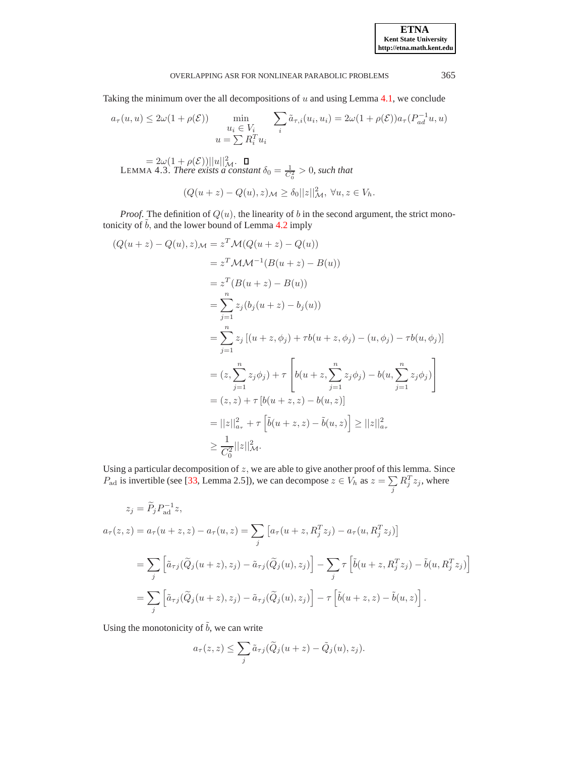Taking the minimum over the all decompositions of $u$ and using Lemma 4.1, we conclude

$$a_\tau(u,u) \le 2\omega(1+\rho(\mathcal{E})) \min_{\substack{u_i \in V_i \\ u=\sum R_i^T u_i}} \sum_i \tilde{a}_{\tau,i}(u_i,u_i) = 2\omega(1+\rho(\mathcal{E}))a_\tau(P_{ad}^{-1}u,u)$$

$$= 2\omega(1+\rho(\mathcal{E}))||u||^2_{\mathcal{M}}. \quad \square$$

LEMMA 4.3. *There exists a constant $\delta_0 = \frac{1}{C_0^2} > 0$, such that*

$$(Q(u+z) - Q(u), z)_{\mathcal{M}} \ge \delta_0 ||z||^2_{\mathcal{M}}, \ \forall u, z \in V_h.$$

*Proof.* The definition of $Q(u)$, the linearity of $b$ in the second argument, the strict monotonicity of $\tilde{b}$, and the lower bound of Lemma 4.2 imply

$$\begin{aligned}
(Q(u+z)-Q(u),z)_{\mathcal{M}} &= z^T\mathcal{M}(Q(u+z)-Q(u)) \\
&= z^T\mathcal{M}\mathcal{M}^{-1}(B(u+z)-B(u)) \\
&= z^T(B(u+z)-B(u)) \\
&= \sum_{j=1}^n z_j(b_j(u+z)-b_j(u)) \\
&= \sum_{j=1}^n z_j\left[(u+z,\phi_j)+\tau b(u+z,\phi_j)-(u,\phi_j)-\tau b(u,\phi_j)\right] \\
&= (z,\sum_{j=1}^n z_j\phi_j) + \tau\left[b(u+z,\sum_{j=1}^n z_j\phi_j) - b(u,\sum_{j=1}^n z_j\phi_j)\right] \\
&= (z,z) + \tau\left[b(u+z,z)-b(u,z)\right] \\
&= ||z||^2_{a_\tau} + \tau\left[\tilde{b}(u+z,z)-\tilde{b}(u,z)\right] \ge ||z||^2_{a_\tau} \\
&\ge \frac{1}{C_0^2}||z||^2_{\mathcal{M}}.
\end{aligned}$$

Using a particular decomposition of $z$, we are able to give another proof of this lemma. Since $P_{\rm ad}$ is invertible (see [33, Lemma 2.5]), we can decompose $z \in V_h$ as $z = \sum_j R_j^T z_j$, where

$$z_j = \widetilde{P}_j P_{\rm ad}^{-1} z,$$

$$\begin{aligned}
a_\tau(z,z) = a_\tau(u+z,z) - a_\tau(u,z) &= \sum_j \left[a_\tau(u+z,R_j^T z_j) - a_\tau(u,R_j^T z_j)\right] \\
&= \sum_j \left[\tilde{a}_{\tau j}(\widetilde{Q}_j(u+z),z_j) - \tilde{a}_{\tau j}(\widetilde{Q}_j(u),z_j)\right] - \sum_j \tau\left[\tilde{b}(u+z,R_j^T z_j) - \tilde{b}(u,R_j^T z_j)\right] \\
&= \sum_j \left[\tilde{a}_{\tau j}(\widetilde{Q}_j(u+z),z_j) - \tilde{a}_{\tau j}(\widetilde{Q}_j(u),z_j)\right] - \tau\left[\tilde{b}(u+z,z) - \tilde{b}(u,z)\right].
\end{aligned}$$

Using the monotonicity of $\tilde{b}$, we can write

$$a_\tau(z,z) \le \sum_j \tilde{a}_{\tau j}(\widetilde{Q}_j(u+z) - \tilde{Q}_j(u), z_j).$$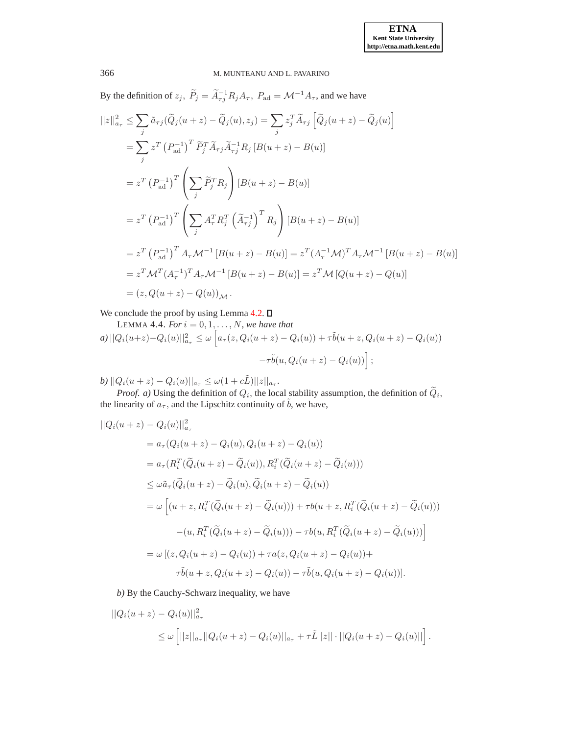By the definition of $z_j$, $\widetilde{P}_j = \widetilde{A}_{\tau j}^{-1} R_j A_\tau$, $P_{\text{ad}} = \mathcal{M}^{-1} A_\tau$, and we have

$$
\begin{aligned}
||z||_{a_\tau}^2 &\leq \sum_j \tilde{a}_{\tau j}(\widetilde{Q}_j(u+z) - \widetilde{Q}_j(u), z_j) = \sum_j z_j^T \widetilde{A}_{\tau j} \left[\widetilde{Q}_j(u+z) - \widetilde{Q}_j(u)\right] \\
&= \sum_j z^T \left(P_{\text{ad}}^{-1}\right)^T \widetilde{P}_j^T \widetilde{A}_{\tau j} \widetilde{A}_{\tau j}^{-1} R_j \left[B(u+z) - B(u)\right] \\
&= z^T \left(P_{\text{ad}}^{-1}\right)^T \left(\sum_j \widetilde{P}_j^T R_j\right) \left[B(u+z) - B(u)\right] \\
&= z^T \left(P_{\text{ad}}^{-1}\right)^T \left(\sum_j A_\tau^T R_j^T \left(\widetilde{A}_{\tau j}^{-1}\right)^T R_j\right) \left[B(u+z) - B(u)\right] \\
&= z^T \left(P_{\text{ad}}^{-1}\right)^T A_\tau \mathcal{M}^{-1} \left[B(u+z) - B(u)\right] = z^T (A_\tau^{-1}\mathcal{M})^T A_\tau \mathcal{M}^{-1} \left[B(u+z) - B(u)\right] \\
&= z^T \mathcal{M}^T (A_\tau^{-1})^T A_\tau \mathcal{M}^{-1} \left[B(u+z) - B(u)\right] = z^T \mathcal{M} \left[Q(u+z) - Q(u)\right] \\
&= (z, Q(u+z) - Q(u))_{\mathcal{M}}.
\end{aligned}
$$

We conclude the proof by using Lemma 4.2. $\square$

LEMMA 4.4. *For $i = 0, 1, \ldots, N$, we have that*

*a)* $||Q_i(u+z) - Q_i(u)||_{a_\tau}^2 \leq \omega \Big[a_\tau(z, Q_i(u+z) - Q_i(u)) + \tau \tilde{b}(u+z, Q_i(u+z) - Q_i(u))$

$$
-\tau \tilde{b}(u, Q_i(u+z) - Q_i(u))\Big];
$$

*b)* $||Q_i(u+z) - Q_i(u)||_{a_\tau} \leq \omega(1 + c\tilde{L})||z||_{a_\tau}$.

*Proof. a)* Using the definition of $Q_i$, the local stability assumption, the definition of $\widetilde{Q}_i$, the linearity of $a_\tau$, and the Lipschitz continuity of $\tilde{b}$, we have,

$$
\begin{aligned}
&||Q_i(u+z) - Q_i(u)||_{a_\tau}^2 \\
&\quad = a_\tau(Q_i(u+z) - Q_i(u), Q_i(u+z) - Q_i(u)) \\
&\quad = a_\tau(R_i^T(\widetilde{Q}_i(u+z) - \widetilde{Q}_i(u)), R_i^T(\widetilde{Q}_i(u+z) - \widetilde{Q}_i(u))) \\
&\quad \leq \omega \tilde{a}_\tau(\widetilde{Q}_i(u+z) - \widetilde{Q}_i(u), \widetilde{Q}_i(u+z) - \widetilde{Q}_i(u)) \\
&\quad = \omega \Big[(u+z, R_i^T(\widetilde{Q}_i(u+z) - \widetilde{Q}_i(u))) + \tau b(u+z, R_i^T(\widetilde{Q}_i(u+z) - \widetilde{Q}_i(u))) \\
&\qquad\qquad - (u, R_i^T(\widetilde{Q}_i(u+z) - \widetilde{Q}_i(u))) - \tau b(u, R_i^T(\widetilde{Q}_i(u+z) - \widetilde{Q}_i(u)))\Big] \\
&\quad = \omega\left[(z, Q_i(u+z) - Q_i(u)) + \tau a(z, Q_i(u+z) - Q_i(u)) + \right. \\
&\qquad\qquad \left. \tau \tilde{b}(u+z, Q_i(u+z) - Q_i(u)) - \tau \tilde{b}(u, Q_i(u+z) - Q_i(u))\right].
\end{aligned}
$$

*b)* By the Cauchy-Schwarz inequality, we have

$$
\begin{aligned}
&||Q_i(u+z) - Q_i(u)||_{a_\tau}^2 \\
&\qquad \leq \omega \left[||z||_{a_\tau} ||Q_i(u+z) - Q_i(u)||_{a_\tau} + \tau \tilde{L} ||z|| \cdot ||Q_i(u+z) - Q_i(u)||\right].
\end{aligned}
$$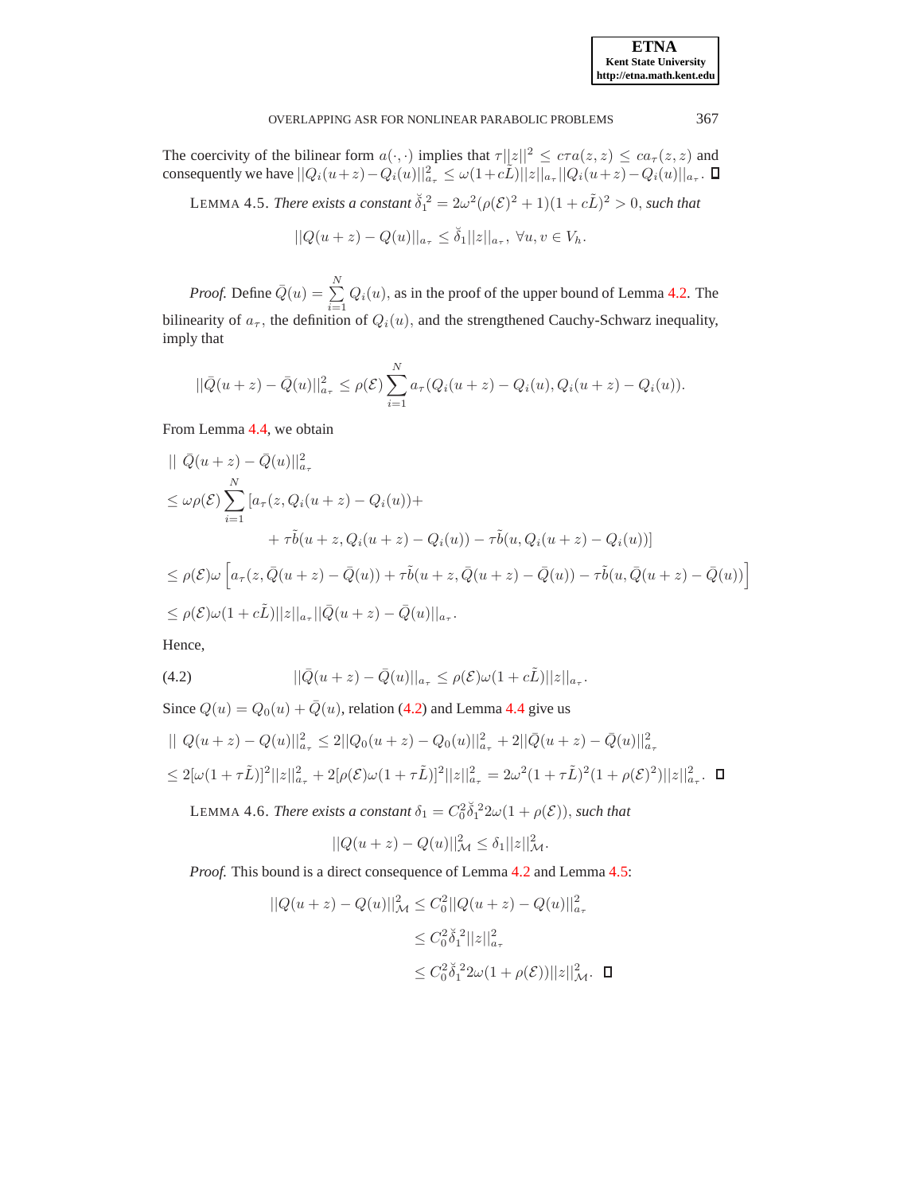The coercivity of the bilinear form $a(\cdot,\cdot)$ implies that $\tau||z||^2 \leq c\tau a(z,z) \leq ca_\tau(z,z)$ and consequently we have $||Q_i(u+z)-Q_i(u)||^2_{a_\tau} \leq \omega(1+c\tilde{L})||z||_{a_\tau}||Q_i(u+z)-Q_i(u)||_{a_\tau}$. ☐

LEMMA 4.5. *There exists a constant* $\breve{\delta}_1^{\,2} = 2\omega^2(\rho(\mathcal{E})^2+1)(1+c\tilde{L})^2 > 0$, *such that*

$$||Q(u+z)-Q(u)||_{a_\tau} \leq \breve{\delta}_1||z||_{a_\tau},\ \forall u,v \in V_h.$$

*Proof.* Define $\bar{Q}(u) = \sum_{i=1}^{N} Q_i(u)$, as in the proof of the upper bound of Lemma 4.2. The bilinearity of $a_\tau$, the definition of $Q_i(u)$, and the strengthened Cauchy-Schwarz inequality, imply that

$$||\bar{Q}(u+z)-\bar{Q}(u)||^2_{a_\tau} \leq \rho(\mathcal{E})\sum_{i=1}^{N} a_\tau(Q_i(u+z)-Q_i(u), Q_i(u+z)-Q_i(u)).$$

From Lemma 4.4, we obtain

$$\begin{aligned}
&||\ \bar{Q}(u+z)-\bar{Q}(u)||^2_{a_\tau}\\
&\leq \omega\rho(\mathcal{E})\sum_{i=1}^{N}[a_\tau(z,Q_i(u+z)-Q_i(u))+\\
&\qquad\qquad + \tau\tilde{b}(u+z,Q_i(u+z)-Q_i(u)) - \tau\tilde{b}(u,Q_i(u+z)-Q_i(u))]\\
&\leq \rho(\mathcal{E})\omega\left[a_\tau(z,\bar{Q}(u+z)-\bar{Q}(u)) + \tau\tilde{b}(u+z,\bar{Q}(u+z)-\bar{Q}(u)) - \tau\tilde{b}(u,\bar{Q}(u+z)-\bar{Q}(u))\right]\\
&\leq \rho(\mathcal{E})\omega(1+c\tilde{L})||z||_{a_\tau}||\bar{Q}(u+z)-\bar{Q}(u)||_{a_\tau}.
\end{aligned}$$

Hence,

$$||\bar{Q}(u+z)-\bar{Q}(u)||_{a_\tau} \leq \rho(\mathcal{E})\omega(1+c\tilde{L})||z||_{a_\tau}. \tag{4.2}$$

Since $Q(u) = Q_0(u)+\bar{Q}(u)$, relation (4.2) and Lemma 4.4 give us

$$\begin{aligned}
&||\ Q(u+z)-Q(u)||^2_{a_\tau} \leq 2||Q_0(u+z)-Q_0(u)||^2_{a_\tau} + 2||\bar{Q}(u+z)-\bar{Q}(u)||^2_{a_\tau}\\
&\leq 2[\omega(1+\tau\tilde{L})]^2||z||^2_{a_\tau} + 2[\rho(\mathcal{E})\omega(1+\tau\tilde{L})]^2||z||^2_{a_\tau} = 2\omega^2(1+\tau\tilde{L})^2(1+\rho(\mathcal{E})^2)||z||^2_{a_\tau}.
\end{aligned}$$ ☐

LEMMA 4.6. *There exists a constant* $\delta_1 = C_0^2\breve{\delta}_1^{\,2}2\omega(1+\rho(\mathcal{E}))$, *such that*

$$||Q(u+z)-Q(u)||^2_{\mathcal{M}} \leq \delta_1||z||^2_{\mathcal{M}}.$$

*Proof.* This bound is a direct consequence of Lemma 4.2 and Lemma 4.5:

$$\begin{aligned}
||Q(u+z)-Q(u)||^2_{\mathcal{M}} &\leq C_0^2||Q(u+z)-Q(u)||^2_{a_\tau}\\
&\leq C_0^2\breve{\delta}_1^{\,2}||z||^2_{a_\tau}\\
&\leq C_0^2\breve{\delta}_1^{\,2}2\omega(1+\rho(\mathcal{E}))||z||^2_{\mathcal{M}}.
\end{aligned}$$ ☐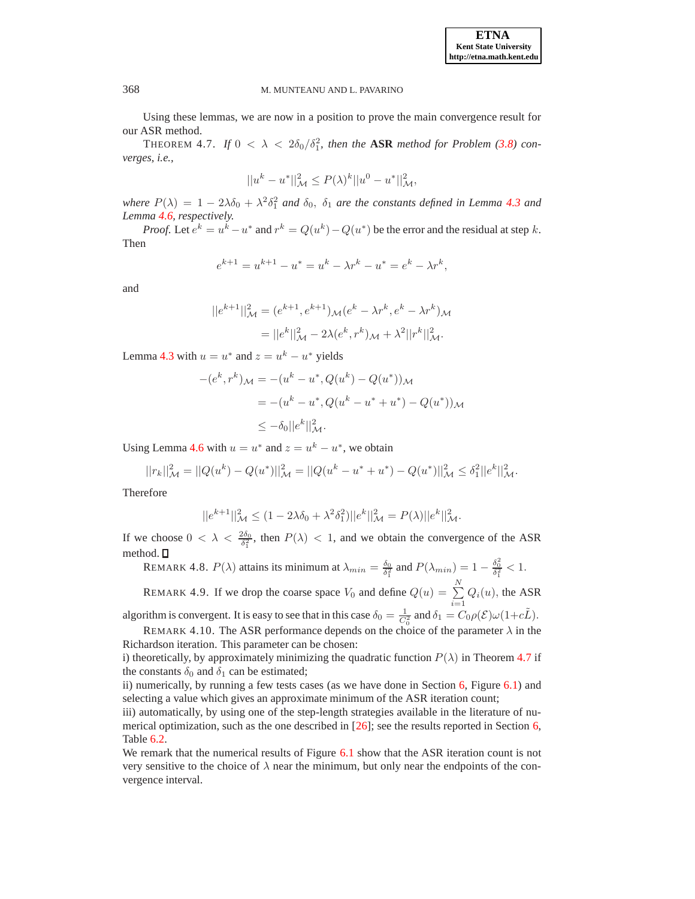Using these lemmas, we are now in a position to prove the main convergence result for our ASR method.

THEOREM 4.7. *If $0 < \lambda < 2\delta_0/\delta_1^2$, then the* **ASR** *method for Problem (3.8) converges, i.e.,*

$$||u^k - u^*||^2_{\mathcal{M}} \leq P(\lambda)^k ||u^0 - u^*||^2_{\mathcal{M}},$$

*where $P(\lambda) = 1 - 2\lambda\delta_0 + \lambda^2\delta_1^2$ and $\delta_0,\ \delta_1$ are the constants defined in Lemma 4.3 and Lemma 4.6, respectively.*

*Proof.* Let $e^k = u^k - u^*$ and $r^k = Q(u^k) - Q(u^*)$ be the error and the residual at step $k$. Then

$$e^{k+1} = u^{k+1} - u^* = u^k - \lambda r^k - u^* = e^k - \lambda r^k,$$

and

$$\begin{aligned}
||e^{k+1}||^2_{\mathcal{M}} &= (e^{k+1}, e^{k+1})_{\mathcal{M}}(e^k - \lambda r^k, e^k - \lambda r^k)_{\mathcal{M}} \\
&= ||e^k||^2_{\mathcal{M}} - 2\lambda(e^k, r^k)_{\mathcal{M}} + \lambda^2||r^k||^2_{\mathcal{M}}.
\end{aligned}$$

Lemma 4.3 with $u = u^*$ and $z = u^k - u^*$ yields

$$\begin{aligned}
-(e^k, r^k)_{\mathcal{M}} &= -(u^k - u^*, Q(u^k) - Q(u^*))_{\mathcal{M}} \\
&= -(u^k - u^*, Q(u^k - u^* + u^*) - Q(u^*))_{\mathcal{M}} \\
&\leq -\delta_0||e^k||^2_{\mathcal{M}}.
\end{aligned}$$

Using Lemma 4.6 with $u = u^*$ and $z = u^k - u^*$, we obtain

$$||r_k||^2_{\mathcal{M}} = ||Q(u^k) - Q(u^*)||^2_{\mathcal{M}} = ||Q(u^k - u^* + u^*) - Q(u^*)||^2_{\mathcal{M}} \leq \delta_1^2||e^k||^2_{\mathcal{M}}.$$

Therefore

$$||e^{k+1}||^2_{\mathcal{M}} \leq (1 - 2\lambda\delta_0 + \lambda^2\delta_1^2)||e^k||^2_{\mathcal{M}} = P(\lambda)||e^k||^2_{\mathcal{M}}.$$

If we choose $0 < \lambda < \frac{2\delta_0}{\delta_1^2}$, then $P(\lambda) < 1$, and we obtain the convergence of the ASR method. ∎

REMARK 4.8. $P(\lambda)$ attains its minimum at $\lambda_{min} = \frac{\delta_0}{\delta_1^2}$ and $P(\lambda_{min}) = 1 - \frac{\delta_0^2}{\delta_1^2} < 1$.

REMARK 4.9. If we drop the coarse space $V_0$ and define $Q(u) = \sum_{i=1}^{N} Q_i(u)$, the ASR algorithm is convergent. It is easy to see that in this case $\delta_0 = \frac{1}{C_0^2}$ and $\delta_1 = C_0\rho(\mathcal{E})\omega(1+c\tilde{L})$.

REMARK 4.10. The ASR performance depends on the choice of the parameter $\lambda$ in the Richardson iteration. This parameter can be chosen:
i) theoretically, by approximately minimizing the quadratic function $P(\lambda)$ in Theorem 4.7 if the constants $\delta_0$ and $\delta_1$ can be estimated;
ii) numerically, by running a few tests cases (as we have done in Section 6, Figure 6.1) and selecting a value which gives an approximate minimum of the ASR iteration count;
iii) automatically, by using one of the step-length strategies available in the literature of numerical optimization, such as the one described in [26]; see the results reported in Section 6, Table 6.2.
We remark that the numerical results of Figure 6.1 show that the ASR iteration count is not very sensitive to the choice of $\lambda$ near the minimum, but only near the endpoints of the convergence interval.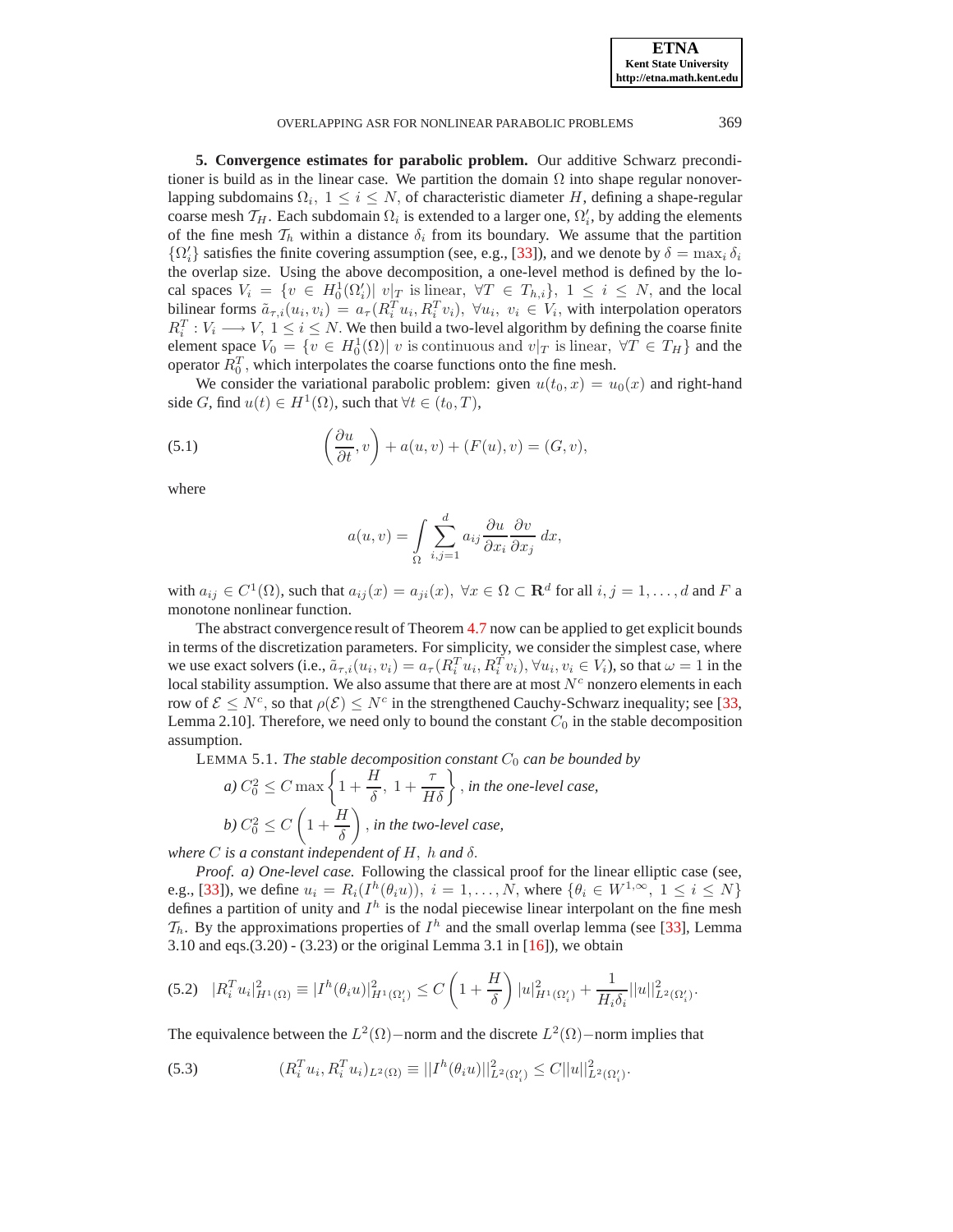**5. Convergence estimates for parabolic problem.** Our additive Schwarz preconditioner is build as in the linear case. We partition the domain $\Omega$ into shape regular nonoverlapping subdomains $\Omega_i,\ 1 \le i \le N$, of characteristic diameter $H$, defining a shape-regular coarse mesh $\mathcal{T}_H$. Each subdomain $\Omega_i$ is extended to a larger one, $\Omega_i'$, by adding the elements of the fine mesh $\mathcal{T}_h$ within a distance $\delta_i$ from its boundary. We assume that the partition $\{\Omega_i'\}$ satisfies the finite covering assumption (see, e.g., [33]), and we denote by $\delta = \max_i \delta_i$ the overlap size. Using the above decomposition, a one-level method is defined by the local spaces $V_i = \{v \in H_0^1(\Omega_i')|\ v|_T \text{ is linear},\ \forall T \in T_{h,i}\},\ 1 \le i \le N$, and the local bilinear forms $\tilde{a}_{\tau,i}(u_i, v_i) = a_\tau(R_i^T u_i, R_i^T v_i),\ \forall u_i,\ v_i \in V_i$, with interpolation operators $R_i^T : V_i \longrightarrow V,\ 1 \le i \le N$. We then build a two-level algorithm by defining the coarse finite element space $V_0 = \{v \in H_0^1(\Omega)|\ v \text{ is continuous and } v|_T \text{ is linear},\ \forall T \in T_H\}$ and the operator $R_0^T$, which interpolates the coarse functions onto the fine mesh.

We consider the variational parabolic problem: given $u(t_0, x) = u_0(x)$ and right-hand side $G$, find $u(t) \in H^1(\Omega)$, such that $\forall t \in (t_0, T)$,

$$\left(\frac{\partial u}{\partial t}, v\right) + a(u, v) + (F(u), v) = (G, v), \tag{5.1}$$

where

$$a(u, v) = \int_\Omega \sum_{i,j=1}^{d} a_{ij} \frac{\partial u}{\partial x_i} \frac{\partial v}{\partial x_j}\, dx,$$

with $a_{ij} \in C^1(\Omega)$, such that $a_{ij}(x) = a_{ji}(x),\ \forall x \in \Omega \subset \mathbf{R}^d$ for all $i, j = 1, \ldots, d$ and $F$ a monotone nonlinear function.

The abstract convergence result of Theorem 4.7 now can be applied to get explicit bounds in terms of the discretization parameters. For simplicity, we consider the simplest case, where we use exact solvers (i.e., $\tilde{a}_{\tau,i}(u_i, v_i) = a_\tau(R_i^T u_i, R_i^T v_i), \forall u_i, v_i \in V_i$), so that $\omega = 1$ in the local stability assumption. We also assume that there are at most $N^c$ nonzero elements in each row of $\mathcal{E} \le N^c$, so that $\rho(\mathcal{E}) \le N^c$ in the strengthened Cauchy-Schwarz inequality; see [33, Lemma 2.10]. Therefore, we need only to bound the constant $C_0$ in the stable decomposition assumption.

LEMMA 5.1. *The stable decomposition constant $C_0$ can be bounded by*

*a)* $C_0^2 \le C \max\left\{1 + \dfrac{H}{\delta},\ 1 + \dfrac{\tau}{H\delta}\right\}$, *in the one-level case,*

*b)* $C_0^2 \le C\left(1 + \dfrac{H}{\delta}\right)$, *in the two-level case,*

*where $C$ is a constant independent of $H,\ h$ and $\delta$.*

*Proof. a) One-level case.* Following the classical proof for the linear elliptic case (see, e.g., [33]), we define $u_i = R_i(I^h(\theta_i u)),\ i = 1, \ldots, N$, where $\{\theta_i \in W^{1,\infty},\ 1 \le i \le N\}$ defines a partition of unity and $I^h$ is the nodal piecewise linear interpolant on the fine mesh $\mathcal{T}_h$. By the approximations properties of $I^h$ and the small overlap lemma (see [33], Lemma 3.10 and eqs.(3.20) - (3.23) or the original Lemma 3.1 in [16]), we obtain

$$|R_i^T u_i|^2_{H^1(\Omega)} \equiv |I^h(\theta_i u)|^2_{H^1(\Omega_i')} \le C\left(1 + \frac{H}{\delta}\right) |u|^2_{H^1(\Omega_i')} + \frac{1}{H_i \delta_i} ||u||^2_{L^2(\Omega_i')}. \tag{5.2}$$

The equivalence between the $L^2(\Omega)-$norm and the discrete $L^2(\Omega)-$norm implies that

$$(R_i^T u_i, R_i^T u_i)_{L^2(\Omega)} \equiv ||I^h(\theta_i u)||^2_{L^2(\Omega_i')} \le C||u||^2_{L^2(\Omega_i')}. \tag{5.3}$$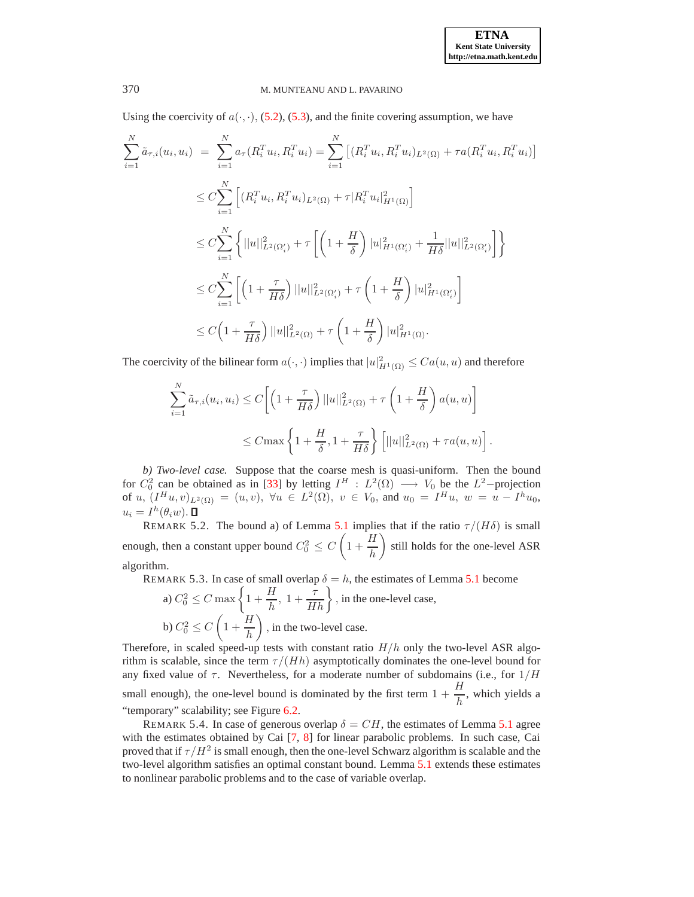Using the coercivity of $a(\cdot,\cdot)$, (5.2), (5.3), and the finite covering assumption, we have

$$
\begin{aligned}
\sum_{i=1}^{N} \tilde{a}_{\tau,i}(u_i,u_i) &= \sum_{i=1}^{N} a_\tau(R_i^T u_i, R_i^T u_i) = \sum_{i=1}^{N} \left[ (R_i^T u_i, R_i^T u_i)_{L^2(\Omega)} + \tau a(R_i^T u_i, R_i^T u_i) \right] \\
&\leq C \sum_{i=1}^{N} \left[ (R_i^T u_i, R_i^T u_i)_{L^2(\Omega)} + \tau |R_i^T u_i|^2_{H^1(\Omega)} \right] \\
&\leq C \sum_{i=1}^{N} \left\{ ||u||^2_{L^2(\Omega_i')} + \tau \left[ \left(1 + \frac{H}{\delta}\right) |u|^2_{H^1(\Omega_i')} + \frac{1}{H\delta} ||u||^2_{L^2(\Omega_i')} \right] \right\} \\
&\leq C \sum_{i=1}^{N} \left[ \left(1 + \frac{\tau}{H\delta}\right) ||u||^2_{L^2(\Omega_i')} + \tau \left(1 + \frac{H}{\delta}\right) |u|^2_{H^1(\Omega_i')} \right] \\
&\leq C \left(1 + \frac{\tau}{H\delta}\right) ||u||^2_{L^2(\Omega)} + \tau \left(1 + \frac{H}{\delta}\right) |u|^2_{H^1(\Omega)}.
\end{aligned}
$$

The coercivity of the bilinear form $a(\cdot,\cdot)$ implies that $|u|^2_{H^1(\Omega)} \leq C a(u,u)$ and therefore

$$
\begin{aligned}
\sum_{i=1}^{N} \tilde{a}_{\tau,i}(u_i,u_i) &\leq C \left[ \left(1 + \frac{\tau}{H\delta}\right) ||u||^2_{L^2(\Omega)} + \tau \left(1 + \frac{H}{\delta}\right) a(u,u) \right] \\
&\leq C \max\left\{ 1 + \frac{H}{\delta}, 1 + \frac{\tau}{H\delta} \right\} \left[ ||u||^2_{L^2(\Omega)} + \tau a(u,u) \right].
\end{aligned}
$$

*b) Two-level case.* Suppose that the coarse mesh is quasi-uniform. Then the bound for $C_0^2$ can be obtained as in [33] by letting $I^H : L^2(\Omega) \longrightarrow V_0$ be the $L^2-$projection of $u$, $(I^H u, v)_{L^2(\Omega)} = (u, v)$, $\forall u \in L^2(\Omega)$, $v \in V_0$, and $u_0 = I^H u$, $w = u - I^h u_0$, $u_i = I^h(\theta_i w)$. ∎

REMARK 5.2. The bound a) of Lemma 5.1 implies that if the ratio $\tau/(H\delta)$ is small enough, then a constant upper bound $C_0^2 \leq C \left(1 + \frac{H}{h}\right)$ still holds for the one-level ASR algorithm.

REMARK 5.3. In case of small overlap $\delta = h$, the estimates of Lemma 5.1 become

a) $C_0^2 \leq C \max\left\{ 1 + \frac{H}{h},\ 1 + \frac{\tau}{Hh} \right\}$, in the one-level case,

b) $C_0^2 \leq C \left(1 + \frac{H}{h}\right)$, in the two-level case.

Therefore, in scaled speed-up tests with constant ratio $H/h$ only the two-level ASR algorithm is scalable, since the term $\tau/(Hh)$ asymptotically dominates the one-level bound for any fixed value of $\tau$. Nevertheless, for a moderate number of subdomains (i.e., for $1/H$ small enough), the one-level bound is dominated by the first term $1 + \frac{H}{h}$, which yields a "temporary" scalability; see Figure 6.2.

REMARK 5.4. In case of generous overlap $\delta = CH$, the estimates of Lemma 5.1 agree with the estimates obtained by Cai [7, 8] for linear parabolic problems. In such case, Cai proved that if $\tau/H^2$ is small enough, then the one-level Schwarz algorithm is scalable and the two-level algorithm satisfies an optimal constant bound. Lemma 5.1 extends these estimates to nonlinear parabolic problems and to the case of variable overlap.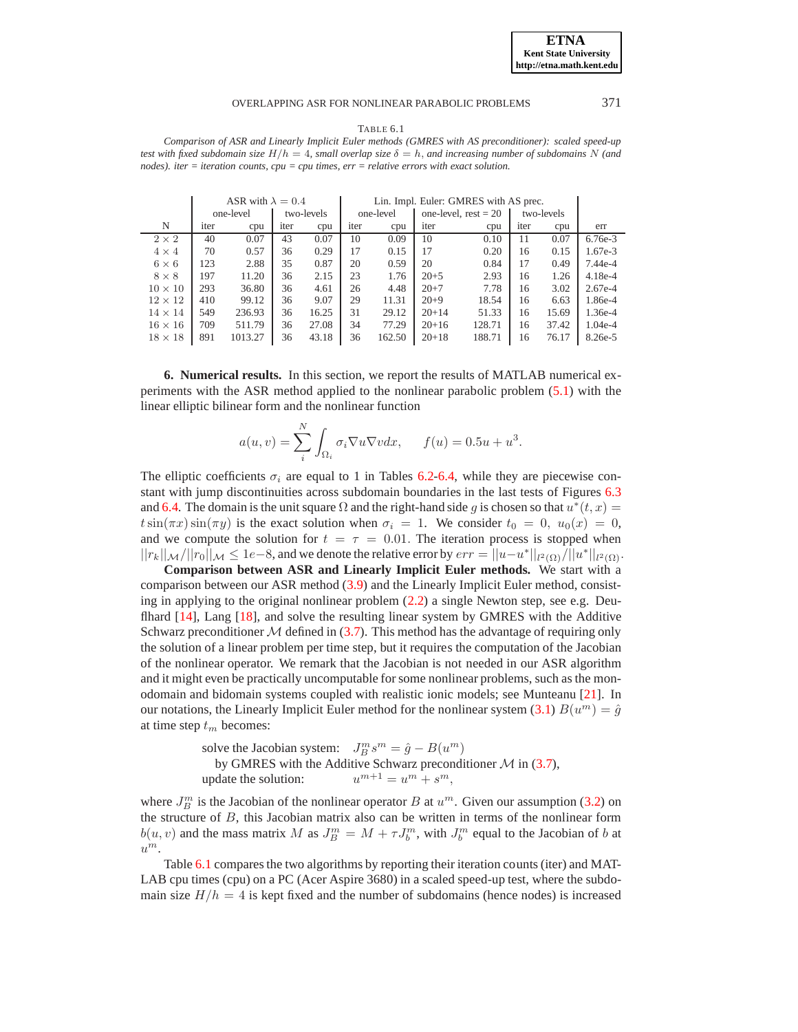TABLE 6.1

*Comparison of ASR and Linearly Implicit Euler methods (GMRES with AS preconditioner): scaled speed-up test with fixed subdomain size $H/h = 4$, small overlap size $\delta = h$, and increasing number of subdomains $N$ (and nodes). iter = iteration counts, cpu = cpu times, err = relative errors with exact solution.*

| | ASR with $\lambda = 0.4$ | | | | Lin. Impl. Euler: GMRES with AS prec. | | | | | | |
|---|---|---|---|---|---|---|---|---|---|---|---|
| | one-level | | two-levels | | one-level | | one-level, rest = 20 | | two-levels | | |
| N | iter | cpu | iter | cpu | iter | cpu | iter | cpu | iter | cpu | err |
| $2 \times 2$ | 40 | 0.07 | 43 | 0.07 | 10 | 0.09 | 10 | 0.10 | 11 | 0.07 | 6.76e-3 |
| $4 \times 4$ | 70 | 0.57 | 36 | 0.29 | 17 | 0.15 | 17 | 0.20 | 16 | 0.15 | 1.67e-3 |
| $6 \times 6$ | 123 | 2.88 | 35 | 0.87 | 20 | 0.59 | 20 | 0.84 | 17 | 0.49 | 7.44e-4 |
| $8 \times 8$ | 197 | 11.20 | 36 | 2.15 | 23 | 1.76 | 20+5 | 2.93 | 16 | 1.26 | 4.18e-4 |
| $10 \times 10$ | 293 | 36.80 | 36 | 4.61 | 26 | 4.48 | 20+7 | 7.78 | 16 | 3.02 | 2.67e-4 |
| $12 \times 12$ | 410 | 99.12 | 36 | 9.07 | 29 | 11.31 | 20+9 | 18.54 | 16 | 6.63 | 1.86e-4 |
| $14 \times 14$ | 549 | 236.93 | 36 | 16.25 | 31 | 29.12 | 20+14 | 51.33 | 16 | 15.69 | 1.36e-4 |
| $16 \times 16$ | 709 | 511.79 | 36 | 27.08 | 34 | 77.29 | 20+16 | 128.71 | 16 | 37.42 | 1.04e-4 |
| $18 \times 18$ | 891 | 1013.27 | 36 | 43.18 | 36 | 162.50 | 20+18 | 188.71 | 16 | 76.17 | 8.26e-5 |

**6. Numerical results.** In this section, we report the results of MATLAB numerical experiments with the ASR method applied to the nonlinear parabolic problem (5.1) with the linear elliptic bilinear form and the nonlinear function

$$a(u, v) = \sum_{i}^{N} \int_{\Omega_i} \sigma_i \nabla u \nabla v dx, \qquad f(u) = 0.5u + u^3.$$

The elliptic coefficients $\sigma_i$ are equal to 1 in Tables 6.2-6.4, while they are piecewise constant with jump discontinuities across subdomain boundaries in the last tests of Figures 6.3 and 6.4. The domain is the unit square $\Omega$ and the right-hand side $g$ is chosen so that $u^*(t, x) = t \sin(\pi x) \sin(\pi y)$ is the exact solution when $\sigma_i = 1$. We consider $t_0 = 0$, $u_0(x) = 0$, and we compute the solution for $t = \tau = 0.01$. The iteration process is stopped when $||r_k||_{\mathcal{M}}/||r_0||_{\mathcal{M}} \leq 1e{-8}$, and we denote the relative error by $err = ||u - u^*||_{l^2(\Omega)}/||u^*||_{l^2(\Omega)}$.

**Comparison between ASR and Linearly Implicit Euler methods.** We start with a comparison between our ASR method (3.9) and the Linearly Implicit Euler method, consisting in applying to the original nonlinear problem (2.2) a single Newton step, see e.g. Deuflhard [14], Lang [18], and solve the resulting linear system by GMRES with the Additive Schwarz preconditioner $\mathcal{M}$ defined in (3.7). This method has the advantage of requiring only the solution of a linear problem per time step, but it requires the computation of the Jacobian of the nonlinear operator. We remark that the Jacobian is not needed in our ASR algorithm and it might even be practically uncomputable for some nonlinear problems, such as the monodomain and bidomain systems coupled with realistic ionic models; see Munteanu [21]. In our notations, the Linearly Implicit Euler method for the nonlinear system (3.1) $B(u^m) = \hat{g}$ at time step $t_m$ becomes:

solve the Jacobian system: $\quad J_B^m s^m = \hat{g} - B(u^m)$
by GMRES with the Additive Schwarz preconditioner $\mathcal{M}$ in (3.7),
update the solution: $\quad u^{m+1} = u^m + s^m,$

where $J_B^m$ is the Jacobian of the nonlinear operator $B$ at $u^m$. Given our assumption (3.2) on the structure of $B$, this Jacobian matrix also can be written in terms of the nonlinear form $b(u, v)$ and the mass matrix $M$ as $J_B^m = M + \tau J_b^m$, with $J_b^m$ equal to the Jacobian of $b$ at $u^m$.

Table 6.1 compares the two algorithms by reporting their iteration counts (iter) and MATLAB cpu times (cpu) on a PC (Acer Aspire 3680) in a scaled speed-up test, where the subdomain size $H/h = 4$ is kept fixed and the number of subdomains (hence nodes) is increased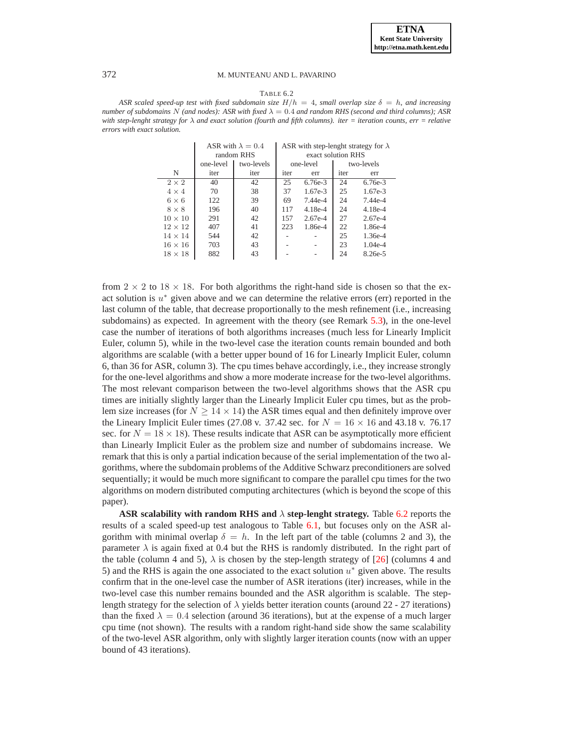TABLE 6.2

*ASR scaled speed-up test with fixed subdomain size $H/h = 4$, small overlap size $\delta = h$, and increasing number of subdomains $N$ (and nodes): ASR with fixed $\lambda = 0.4$ and random RHS (second and third columns); ASR with step-lenght strategy for $\lambda$ and exact solution (fourth and fifth columns). iter = iteration counts, err = relative errors with exact solution.*

| | ASR with $\lambda = 0.4$ random RHS | | ASR with step-lenght strategy for $\lambda$ exact solution RHS | | | |
|---|---|---|---|---|---|---|
| | one-level | two-levels | one-level | | two-levels | |
| N | iter | iter | iter | err | iter | err |
| $2 \times 2$ | 40 | 42 | 25 | 6.76e-3 | 24 | 6.76e-3 |
| $4 \times 4$ | 70 | 38 | 37 | 1.67e-3 | 25 | 1.67e-3 |
| $6 \times 6$ | 122 | 39 | 69 | 7.44e-4 | 24 | 7.44e-4 |
| $8 \times 8$ | 196 | 40 | 117 | 4.18e-4 | 24 | 4.18e-4 |
| $10 \times 10$ | 291 | 42 | 157 | 2.67e-4 | 27 | 2.67e-4 |
| $12 \times 12$ | 407 | 41 | 223 | 1.86e-4 | 22 | 1.86e-4 |
| $14 \times 14$ | 544 | 42 | - | - | 25 | 1.36e-4 |
| $16 \times 16$ | 703 | 43 | - | - | 23 | 1.04e-4 |
| $18 \times 18$ | 882 | 43 | - | - | 24 | 8.26e-5 |

from $2 \times 2$ to $18 \times 18$. For both algorithms the right-hand side is chosen so that the exact solution is $u^*$ given above and we can determine the relative errors (err) reported in the last column of the table, that decrease proportionally to the mesh refinement (i.e., increasing subdomains) as expected. In agreement with the theory (see Remark 5.3), in the one-level case the number of iterations of both algorithms increases (much less for Linearly Implicit Euler, column 5), while in the two-level case the iteration counts remain bounded and both algorithms are scalable (with a better upper bound of 16 for Linearly Implicit Euler, column 6, than 36 for ASR, column 3). The cpu times behave accordingly, i.e., they increase strongly for the one-level algorithms and show a more moderate increase for the two-level algorithms. The most relevant comparison between the two-level algorithms shows that the ASR cpu times are initially slightly larger than the Linearly Implicit Euler cpu times, but as the problem size increases (for $N \geq 14 \times 14$) the ASR times equal and then definitely improve over the Lineary Implicit Euler times (27.08 v. 37.42 sec. for $N = 16 \times 16$ and 43.18 v. 76.17 sec. for $N = 18 \times 18$). These results indicate that ASR can be asymptotically more efficient than Linearly Implicit Euler as the problem size and number of subdomains increase. We remark that this is only a partial indication because of the serial implementation of the two algorithms, where the subdomain problems of the Additive Schwarz preconditioners are solved sequentially; it would be much more significant to compare the parallel cpu times for the two algorithms on modern distributed computing architectures (which is beyond the scope of this paper).

**ASR scalability with random RHS and $\lambda$ step-lenght strategy.** Table 6.2 reports the results of a scaled speed-up test analogous to Table 6.1, but focuses only on the ASR algorithm with minimal overlap $\delta = h$. In the left part of the table (columns 2 and 3), the parameter $\lambda$ is again fixed at 0.4 but the RHS is randomly distributed. In the right part of the table (column 4 and 5), $\lambda$ is chosen by the step-length strategy of [26] (columns 4 and 5) and the RHS is again the one associated to the exact solution $u^*$ given above. The results confirm that in the one-level case the number of ASR iterations (iter) increases, while in the two-level case this number remains bounded and the ASR algorithm is scalable. The step-length strategy for the selection of $\lambda$ yields better iteration counts (around 22 - 27 iterations) than the fixed $\lambda = 0.4$ selection (around 36 iterations), but at the expense of a much larger cpu time (not shown). The results with a random right-hand side show the same scalability of the two-level ASR algorithm, only with slightly larger iteration counts (now with an upper bound of 43 iterations).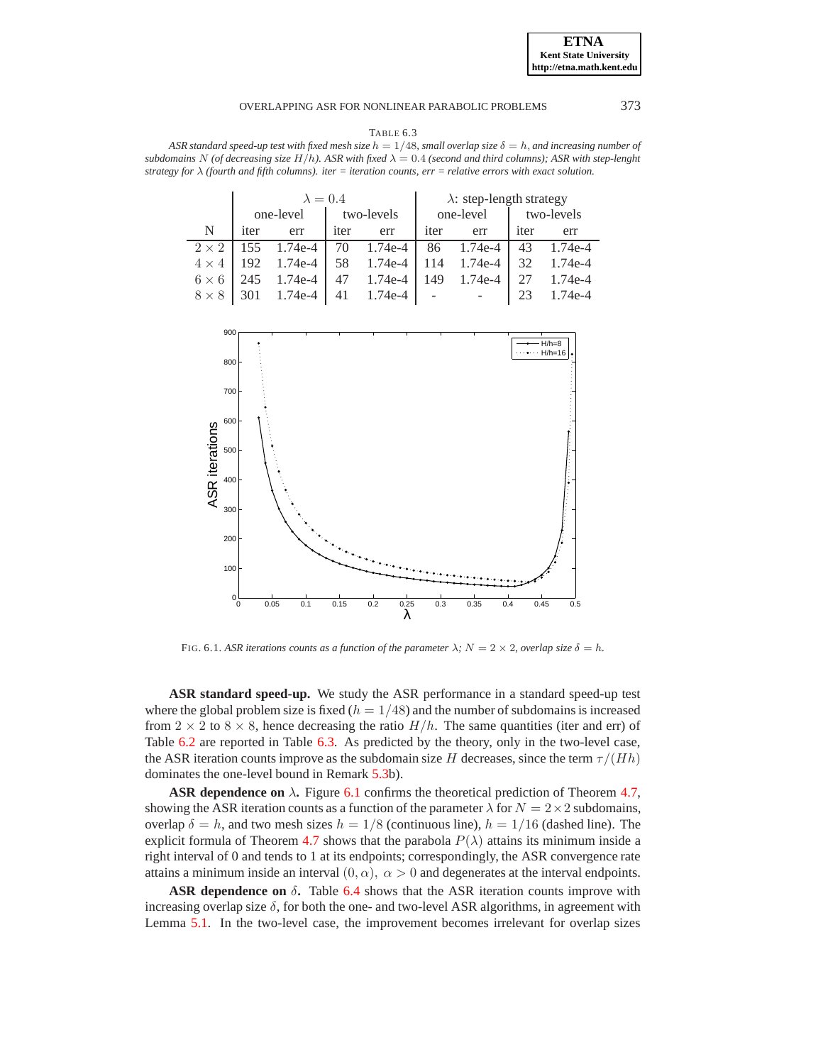TABLE 6.3

*ASR standard speed-up test with fixed mesh size $h = 1/48$, small overlap size $\delta = h$, and increasing number of subdomains $N$ (of decreasing size $H/h$). ASR with fixed $\lambda = 0.4$ (second and third columns); ASR with step-lenght strategy for $\lambda$ (fourth and fifth columns). iter = iteration counts, err = relative errors with exact solution.*

| | $\lambda = 0.4$ | | | | $\lambda$: step-length strategy | | | |
|---|---|---|---|---|---|---|---|---|
| | one-level | | two-levels | | one-level | | two-levels | |
| N | iter | err | iter | err | iter | err | iter | err |
| $2 \times 2$ | 155 | 1.74e-4 | 70 | 1.74e-4 | 86 | 1.74e-4 | 43 | 1.74e-4 |
| $4 \times 4$ | 192 | 1.74e-4 | 58 | 1.74e-4 | 114 | 1.74e-4 | 32 | 1.74e-4 |
| $6 \times 6$ | 245 | 1.74e-4 | 47 | 1.74e-4 | 149 | 1.74e-4 | 27 | 1.74e-4 |
| $8 \times 8$ | 301 | 1.74e-4 | 41 | 1.74e-4 | - | - | 23 | 1.74e-4 |

FIG. 6.1. *ASR iterations counts as a function of the parameter $\lambda$; $N = 2 \times 2$, overlap size $\delta = h$.*

**ASR standard speed-up.** We study the ASR performance in a standard speed-up test where the global problem size is fixed ($h = 1/48$) and the number of subdomains is increased from $2 \times 2$ to $8 \times 8$, hence decreasing the ratio $H/h$. The same quantities (iter and err) of Table 6.2 are reported in Table 6.3. As predicted by the theory, only in the two-level case, the ASR iteration counts improve as the subdomain size $H$ decreases, since the term $\tau/(Hh)$ dominates the one-level bound in Remark 5.3b).

**ASR dependence on $\lambda$.** Figure 6.1 confirms the theoretical prediction of Theorem 4.7, showing the ASR iteration counts as a function of the parameter $\lambda$ for $N = 2 \times 2$ subdomains, overlap $\delta = h$, and two mesh sizes $h = 1/8$ (continuous line), $h = 1/16$ (dashed line). The explicit formula of Theorem 4.7 shows that the parabola $P(\lambda)$ attains its minimum inside a right interval of 0 and tends to 1 at its endpoints; correspondingly, the ASR convergence rate attains a minimum inside an interval $(0, \alpha),\ \alpha > 0$ and degenerates at the interval endpoints.

**ASR dependence on $\delta$.** Table 6.4 shows that the ASR iteration counts improve with increasing overlap size $\delta$, for both the one- and two-level ASR algorithms, in agreement with Lemma 5.1. In the two-level case, the improvement becomes irrelevant for overlap sizes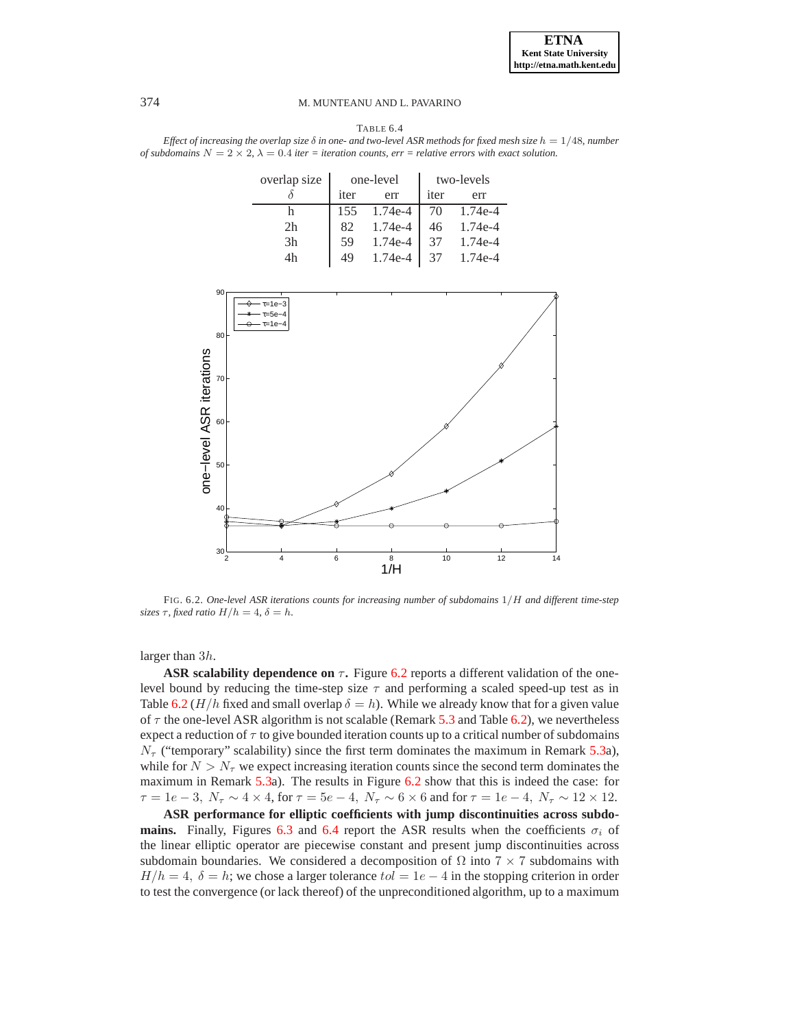TABLE 6.4

*Effect of increasing the overlap size $\delta$ in one- and two-level ASR methods for fixed mesh size $h = 1/48$, number of subdomains $N = 2 \times 2$, $\lambda = 0.4$ iter = iteration counts, err = relative errors with exact solution.*

| overlap size | one-level | | two-levels | |
|---|---|---|---|---|
| $\delta$ | iter | err | iter | err |
| h | 155 | 1.74e-4 | 70 | 1.74e-4 |
| 2h | 82 | 1.74e-4 | 46 | 1.74e-4 |
| 3h | 59 | 1.74e-4 | 37 | 1.74e-4 |
| 4h | 49 | 1.74e-4 | 37 | 1.74e-4 |

FIG. 6.2. *One-level ASR iterations counts for increasing number of subdomains $1/H$ and different time-step sizes $\tau$, fixed ratio $H/h = 4$, $\delta = h$.*

larger than $3h$.

**ASR scalability dependence on $\tau$.** Figure 6.2 reports a different validation of the one-level bound by reducing the time-step size $\tau$ and performing a scaled speed-up test as in Table 6.2 ($H/h$ fixed and small overlap $\delta = h$). While we already know that for a given value of $\tau$ the one-level ASR algorithm is not scalable (Remark 5.3 and Table 6.2), we nevertheless expect a reduction of $\tau$ to give bounded iteration counts up to a critical number of subdomains $N_\tau$ ("temporary" scalability) since the first term dominates the maximum in Remark 5.3a), while for $N > N_\tau$ we expect increasing iteration counts since the second term dominates the maximum in Remark 5.3a). The results in Figure 6.2 show that this is indeed the case: for $\tau = 1e-3,\ N_\tau \sim 4 \times 4$, for $\tau = 5e-4,\ N_\tau \sim 6 \times 6$ and for $\tau = 1e-4,\ N_\tau \sim 12 \times 12$.

**ASR performance for elliptic coefficients with jump discontinuities across subdomains.** Finally, Figures 6.3 and 6.4 report the ASR results when the coefficients $\sigma_i$ of the linear elliptic operator are piecewise constant and present jump discontinuities across subdomain boundaries. We considered a decomposition of $\Omega$ into $7 \times 7$ subdomains with $H/h = 4,\ \delta = h$; we chose a larger tolerance $tol = 1e-4$ in the stopping criterion in order to test the convergence (or lack thereof) of the unpreconditioned algorithm, up to a maximum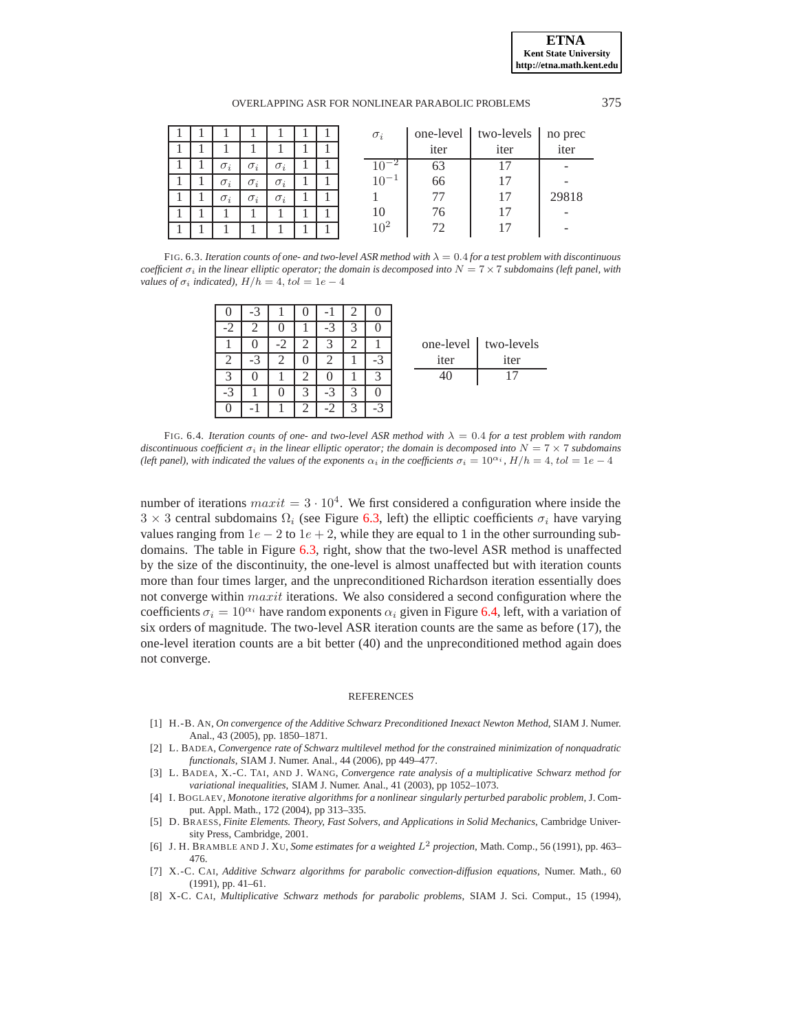| 1 | 1 | 1 | 1 | 1 | 1 | 1 |
|---|---|---|---|---|---|---|
| 1 | 1 | 1 | 1 | 1 | 1 | 1 |
| 1 | 1 | $\sigma_i$ | $\sigma_i$ | $\sigma_i$ | 1 | 1 |
| 1 | 1 | $\sigma_i$ | $\sigma_i$ | $\sigma_i$ | 1 | 1 |
| 1 | 1 | $\sigma_i$ | $\sigma_i$ | $\sigma_i$ | 1 | 1 |
| 1 | 1 | 1 | 1 | 1 | 1 | 1 |
| 1 | 1 | 1 | 1 | 1 | 1 | 1 |

| $\sigma_i$ | one-level iter | two-levels iter | no prec iter |
|---|---|---|---|
| $10^{-2}$ | 63 | 17 | - |
| $10^{-1}$ | 66 | 17 | - |
| 1 | 77 | 17 | 29818 |
| 10 | 76 | 17 | - |
| $10^2$ | 72 | 17 | - |

FIG. 6.3. *Iteration counts of one- and two-level ASR method with $\lambda = 0.4$ for a test problem with discontinuous coefficient $\sigma_i$ in the linear elliptic operator; the domain is decomposed into $N = 7 \times 7$ subdomains (left panel, with values of $\sigma_i$ indicated), $H/h = 4$, $tol = 1e-4$*

| 0 | -3 | 1 | 0 | -1 | 2 | 0 |
|---|---|---|---|---|---|---|
| -2 | 2 | 0 | 1 | -3 | 3 | 0 |
| 1 | 0 | -2 | 2 | 3 | 2 | 1 |
| 2 | -3 | 2 | 0 | 2 | 1 | -3 |
| 3 | 0 | 1 | 2 | 0 | 1 | 3 |
| -3 | 1 | 0 | 3 | -3 | 3 | 0 |
| 0 | -1 | 1 | 2 | -2 | 3 | -3 |

| one-level iter | two-levels iter |
|---|---|
| 40 | 17 |

FIG. 6.4. *Iteration counts of one- and two-level ASR method with $\lambda = 0.4$ for a test problem with random discontinuous coefficient $\sigma_i$ in the linear elliptic operator; the domain is decomposed into $N = 7 \times 7$ subdomains (left panel), with indicated the values of the exponents $\alpha_i$ in the coefficients $\sigma_i = 10^{\alpha_i}$, $H/h = 4$, $tol = 1e-4$*

number of iterations $maxit = 3 \cdot 10^4$. We first considered a configuration where inside the $3 \times 3$ central subdomains $\Omega_i$ (see Figure 6.3, left) the elliptic coefficients $\sigma_i$ have varying values ranging from $1e-2$ to $1e+2$, while they are equal to 1 in the other surrounding subdomains. The table in Figure 6.3, right, show that the two-level ASR method is unaffected by the size of the discontinuity, the one-level is almost unaffected but with iteration counts more than four times larger, and the unpreconditioned Richardson iteration essentially does not converge within $maxit$ iterations. We also considered a second configuration where the coefficients $\sigma_i = 10^{\alpha_i}$ have random exponents $\alpha_i$ given in Figure 6.4, left, with a variation of six orders of magnitude. The two-level ASR iteration counts are the same as before (17), the one-level iteration counts are a bit better (40) and the unpreconditioned method again does not converge.

## REFERENCES

[1] H.-B. AN, *On convergence of the Additive Schwarz Preconditioned Inexact Newton Method*, SIAM J. Numer. Anal., 43 (2005), pp. 1850–1871.

[2] L. BADEA, *Convergence rate of Schwarz multilevel method for the constrained minimization of nonquadratic functionals*, SIAM J. Numer. Anal., 44 (2006), pp 449–477.

[3] L. BADEA, X.-C. TAI, AND J. WANG, *Convergence rate analysis of a multiplicative Schwarz method for variational inequalities*, SIAM J. Numer. Anal., 41 (2003), pp 1052–1073.

[4] I. BOGLAEV, *Monotone iterative algorithms for a nonlinear singularly perturbed parabolic problem*, J. Comput. Appl. Math., 172 (2004), pp 313–335.

[5] D. BRAESS, *Finite Elements. Theory, Fast Solvers, and Applications in Solid Mechanics*, Cambridge University Press, Cambridge, 2001.

[6] J. H. BRAMBLE AND J. XU, *Some estimates for a weighted $L^2$ projection*, Math. Comp., 56 (1991), pp. 463–476.

[7] X.-C. CAI, *Additive Schwarz algorithms for parabolic convection-diffusion equations*, Numer. Math., 60 (1991), pp. 41–61.

[8] X-C. CAI, *Multiplicative Schwarz methods for parabolic problems*, SIAM J. Sci. Comput., 15 (1994),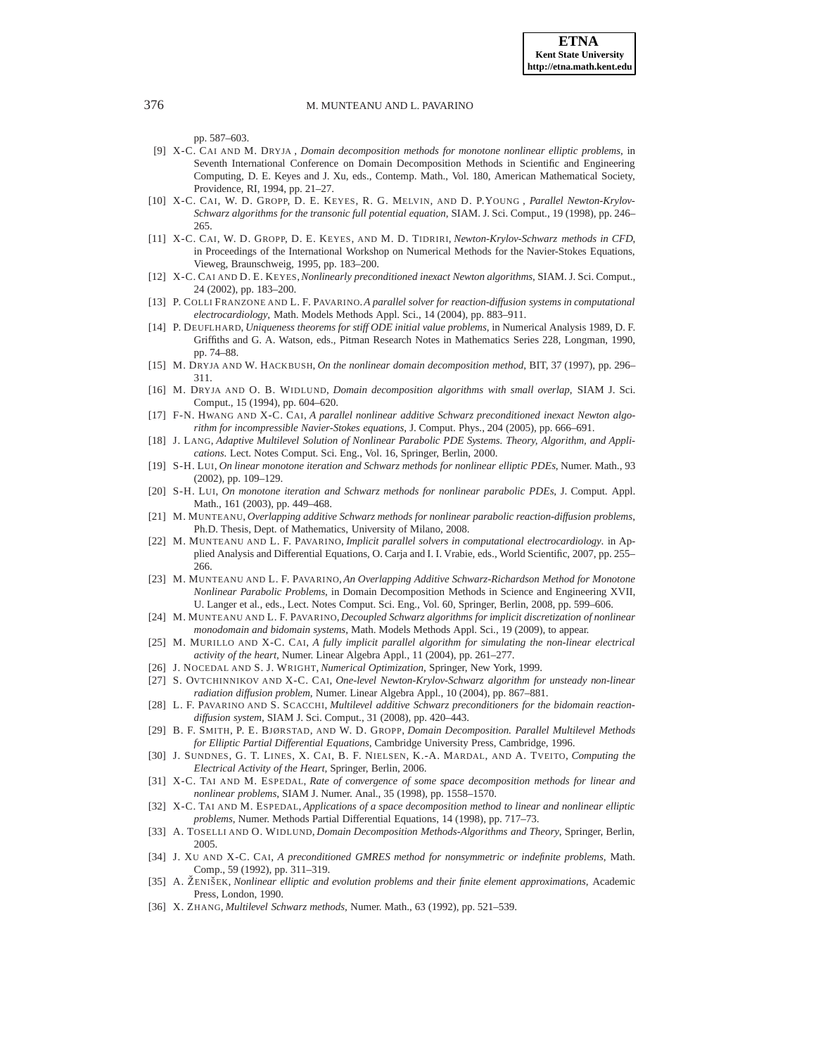pp. 587–603.

[9] X-C. Cai and M. Dryja , *Domain decomposition methods for monotone nonlinear elliptic problems*, in Seventh International Conference on Domain Decomposition Methods in Scientific and Engineering Computing, D. E. Keyes and J. Xu, eds., Contemp. Math., Vol. 180, American Mathematical Society, Providence, RI, 1994, pp. 21–27.

[10] X-C. Cai, W. D. Gropp, D. E. Keyes, R. G. Melvin, and D. P.Young , *Parallel Newton-Krylov-Schwarz algorithms for the transonic full potential equation*, SIAM. J. Sci. Comput., 19 (1998), pp. 246–265.

[11] X-C. Cai, W. D. Gropp, D. E. Keyes, and M. D. Tidriri, *Newton-Krylov-Schwarz methods in CFD*, in Proceedings of the International Workshop on Numerical Methods for the Navier-Stokes Equations, Vieweg, Braunschweig, 1995, pp. 183–200.

[12] X-C. Cai and D. E. Keyes, *Nonlinearly preconditioned inexact Newton algorithms*, SIAM. J. Sci. Comput., 24 (2002), pp. 183–200.

[13] P. Colli Franzone and L. F. Pavarino. *A parallel solver for reaction-diffusion systems in computational electrocardiology*, Math. Models Methods Appl. Sci., 14 (2004), pp. 883–911.

[14] P. Deuflhard, *Uniqueness theorems for stiff ODE initial value problems*, in Numerical Analysis 1989, D. F. Griffiths and G. A. Watson, eds., Pitman Research Notes in Mathematics Series 228, Longman, 1990, pp. 74–88.

[15] M. Dryja and W. Hackbush, *On the nonlinear domain decomposition method*, BIT, 37 (1997), pp. 296–311.

[16] M. Dryja and O. B. Widlund, *Domain decomposition algorithms with small overlap*, SIAM J. Sci. Comput., 15 (1994), pp. 604–620.

[17] F-N. Hwang and X-C. Cai, *A parallel nonlinear additive Schwarz preconditioned inexact Newton algorithm for incompressible Navier-Stokes equations*, J. Comput. Phys., 204 (2005), pp. 666–691.

[18] J. Lang, *Adaptive Multilevel Solution of Nonlinear Parabolic PDE Systems. Theory, Algorithm, and Applications.* Lect. Notes Comput. Sci. Eng., Vol. 16, Springer, Berlin, 2000.

[19] S-H. Lui, *On linear monotone iteration and Schwarz methods for nonlinear elliptic PDEs*, Numer. Math., 93 (2002), pp. 109–129.

[20] S-H. Lui, *On monotone iteration and Schwarz methods for nonlinear parabolic PDEs*, J. Comput. Appl. Math., 161 (2003), pp. 449–468.

[21] M. Munteanu, *Overlapping additive Schwarz methods for nonlinear parabolic reaction-diffusion problems*, Ph.D. Thesis, Dept. of Mathematics, University of Milano, 2008.

[22] M. Munteanu and L. F. Pavarino, *Implicit parallel solvers in computational electrocardiology*. in Applied Analysis and Differential Equations, O. Carja and I. I. Vrabie, eds., World Scientific, 2007, pp. 255–266.

[23] M. Munteanu and L. F. Pavarino, *An Overlapping Additive Schwarz-Richardson Method for Monotone Nonlinear Parabolic Problems*, in Domain Decomposition Methods in Science and Engineering XVII, U. Langer et al., eds., Lect. Notes Comput. Sci. Eng., Vol. 60, Springer, Berlin, 2008, pp. 599–606.

[24] M. Munteanu and L. F. Pavarino, *Decoupled Schwarz algorithms for implicit discretization of nonlinear monodomain and bidomain systems*, Math. Models Methods Appl. Sci., 19 (2009), to appear.

[25] M. Murillo and X-C. Cai, *A fully implicit parallel algorithm for simulating the non-linear electrical activity of the heart*, Numer. Linear Algebra Appl., 11 (2004), pp. 261–277.

[26] J. Nocedal and S. J. Wright, *Numerical Optimization*, Springer, New York, 1999.

[27] S. Ovtchinnikov and X-C. Cai, *One-level Newton-Krylov-Schwarz algorithm for unsteady non-linear radiation diffusion problem*, Numer. Linear Algebra Appl., 10 (2004), pp. 867–881.

[28] L. F. Pavarino and S. Scacchi, *Multilevel additive Schwarz preconditioners for the bidomain reaction-diffusion system*, SIAM J. Sci. Comput., 31 (2008), pp. 420–443.

[29] B. F. Smith, P. E. Bjørstad, and W. D. Gropp, *Domain Decomposition. Parallel Multilevel Methods for Elliptic Partial Differential Equations*, Cambridge University Press, Cambridge, 1996.

[30] J. Sundnes, G. T. Lines, X. Cai, B. F. Nielsen, K.-A. Mardal, and A. Tveito, *Computing the Electrical Activity of the Heart*, Springer, Berlin, 2006.

[31] X-C. Tai and M. Espedal, *Rate of convergence of some space decomposition methods for linear and nonlinear problems*, SIAM J. Numer. Anal., 35 (1998), pp. 1558–1570.

[32] X-C. Tai and M. Espedal, *Applications of a space decomposition method to linear and nonlinear elliptic problems*, Numer. Methods Partial Differential Equations, 14 (1998), pp. 717–73.

[33] A. Toselli and O. Widlund, *Domain Decomposition Methods-Algorithms and Theory*, Springer, Berlin, 2005.

[34] J. Xu and X-C. Cai, *A preconditioned GMRES method for nonsymmetric or indefinite problems*, Math. Comp., 59 (1992), pp. 311–319.

[35] A. Ženišek, *Nonlinear elliptic and evolution problems and their finite element approximations*, Academic Press, London, 1990.

[36] X. Zhang, *Multilevel Schwarz methods*, Numer. Math., 63 (1992), pp. 521–539.